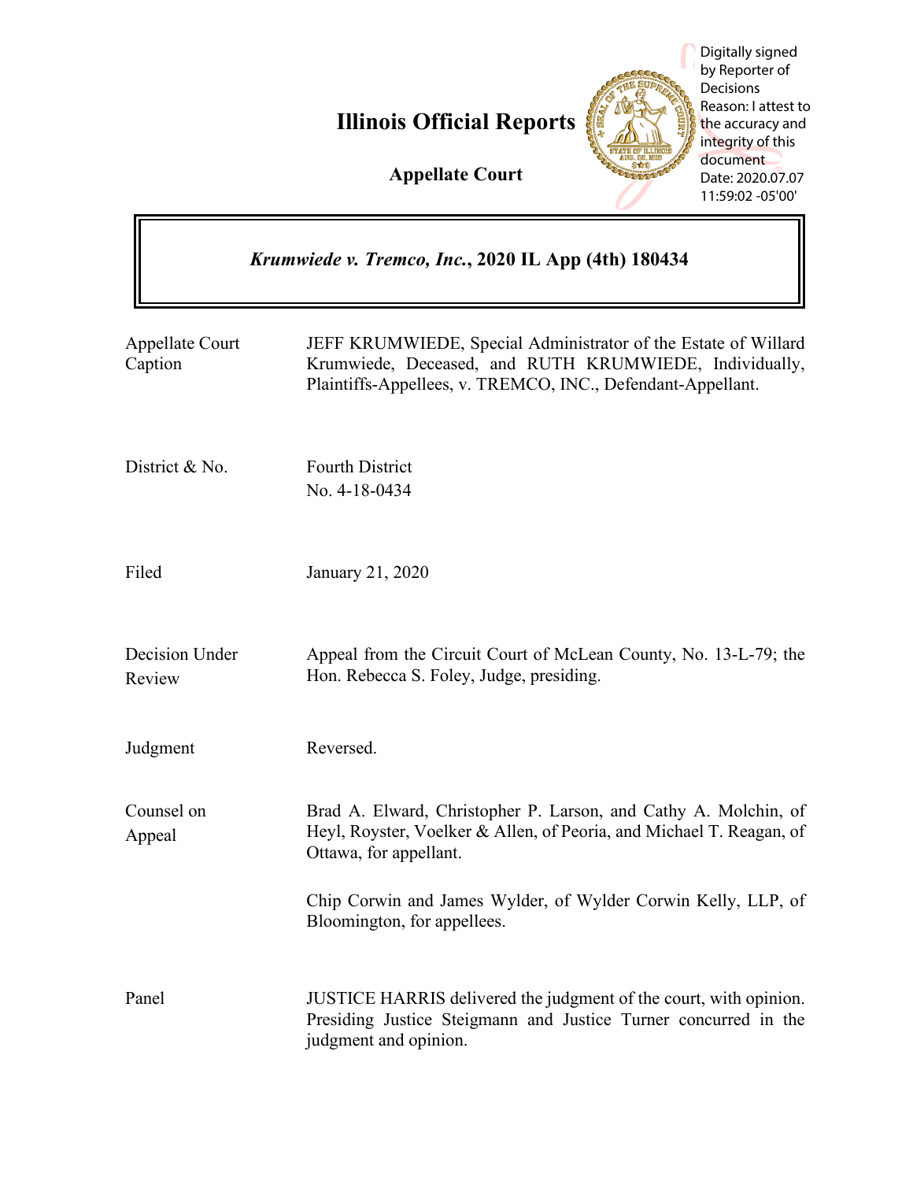# Illinois Official Reports

**Appellate Court**

Digitally signed by Reporter of Decisions
Reason: I attest to the accuracy and integrity of this document
Date: 2020.07.07 11:59:02 -05'00'

***Krumwiede v. Tremco, Inc.*, 2020 IL App (4th) 180434**

| | |
|---|---|
| Appellate Court Caption | JEFF KRUMWIEDE, Special Administrator of the Estate of Willard Krumwiede, Deceased, and RUTH KRUMWIEDE, Individually, Plaintiffs-Appellees, v. TREMCO, INC., Defendant-Appellant. |
| District & No. | Fourth District<br>No. 4-18-0434 |
| Filed | January 21, 2020 |
| Decision Under Review | Appeal from the Circuit Court of McLean County, No. 13-L-79; the Hon. Rebecca S. Foley, Judge, presiding. |
| Judgment | Reversed. |
| Counsel on Appeal | Brad A. Elward, Christopher P. Larson, and Cathy A. Molchin, of Heyl, Royster, Voelker & Allen, of Peoria, and Michael T. Reagan, of Ottawa, for appellant.<br><br>Chip Corwin and James Wylder, of Wylder Corwin Kelly, LLP, of Bloomington, for appellees. |
| Panel | JUSTICE HARRIS delivered the judgment of the court, with opinion. Presiding Justice Steigmann and Justice Turner concurred in the judgment and opinion. |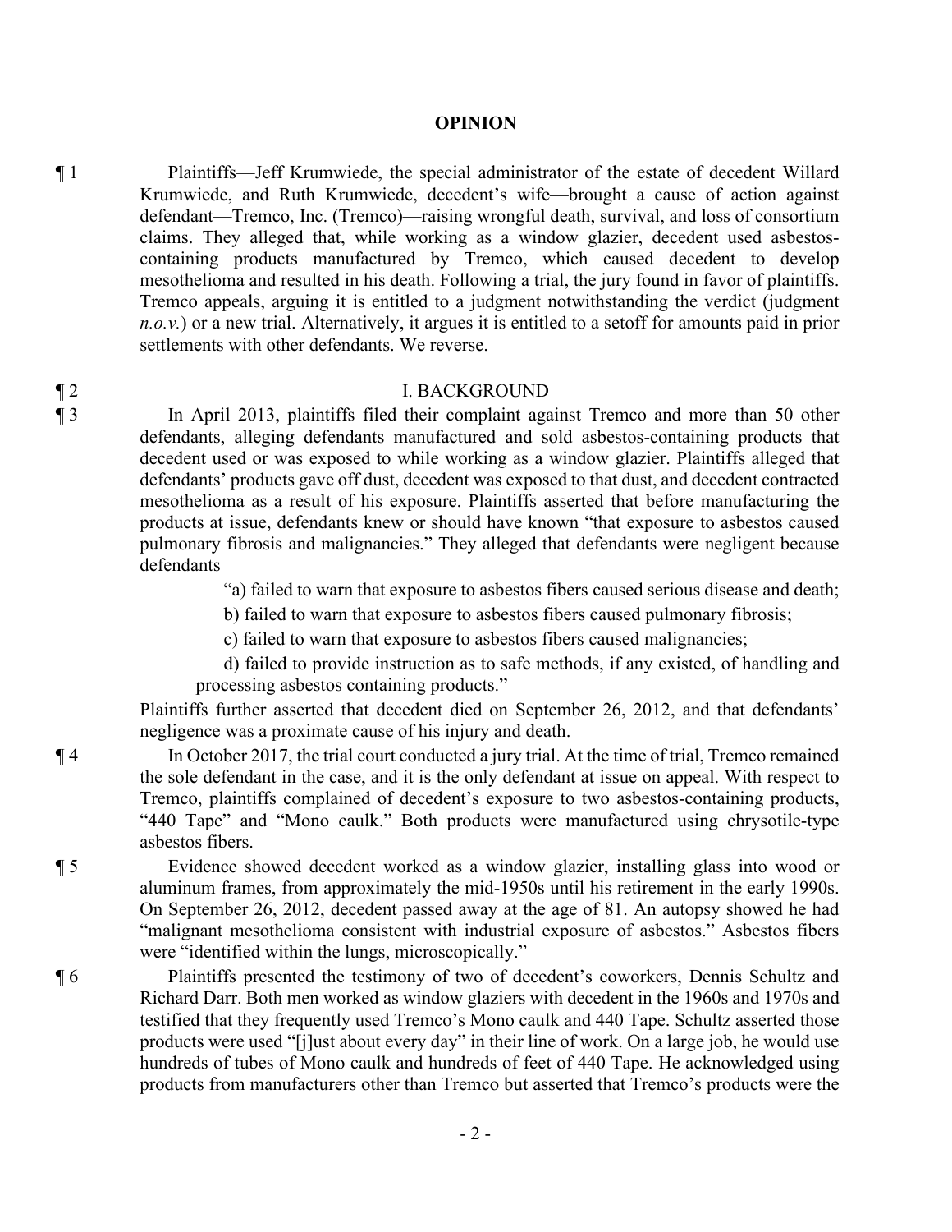## OPINION

¶ 1 Plaintiffs—Jeff Krumwiede, the special administrator of the estate of decedent Willard Krumwiede, and Ruth Krumwiede, decedent's wife—brought a cause of action against defendant—Tremco, Inc. (Tremco)—raising wrongful death, survival, and loss of consortium claims. They alleged that, while working as a window glazier, decedent used asbestos-containing products manufactured by Tremco, which caused decedent to develop mesothelioma and resulted in his death. Following a trial, the jury found in favor of plaintiffs. Tremco appeals, arguing it is entitled to a judgment notwithstanding the verdict (judgment *n.o.v.*) or a new trial. Alternatively, it argues it is entitled to a setoff for amounts paid in prior settlements with other defendants. We reverse.

¶ 2 I. BACKGROUND

¶ 3 In April 2013, plaintiffs filed their complaint against Tremco and more than 50 other defendants, alleging defendants manufactured and sold asbestos-containing products that decedent used or was exposed to while working as a window glazier. Plaintiffs alleged that defendants' products gave off dust, decedent was exposed to that dust, and decedent contracted mesothelioma as a result of his exposure. Plaintiffs asserted that before manufacturing the products at issue, defendants knew or should have known "that exposure to asbestos caused pulmonary fibrosis and malignancies." They alleged that defendants were negligent because defendants

> "a) failed to warn that exposure to asbestos fibers caused serious disease and death;
>
> b) failed to warn that exposure to asbestos fibers caused pulmonary fibrosis;
>
> c) failed to warn that exposure to asbestos fibers caused malignancies;
>
> d) failed to provide instruction as to safe methods, if any existed, of handling and processing asbestos containing products."

Plaintiffs further asserted that decedent died on September 26, 2012, and that defendants' negligence was a proximate cause of his injury and death.

¶ 4 In October 2017, the trial court conducted a jury trial. At the time of trial, Tremco remained the sole defendant in the case, and it is the only defendant at issue on appeal. With respect to Tremco, plaintiffs complained of decedent's exposure to two asbestos-containing products, "440 Tape" and "Mono caulk." Both products were manufactured using chrysotile-type asbestos fibers.

¶ 5 Evidence showed decedent worked as a window glazier, installing glass into wood or aluminum frames, from approximately the mid-1950s until his retirement in the early 1990s. On September 26, 2012, decedent passed away at the age of 81. An autopsy showed he had "malignant mesothelioma consistent with industrial exposure of asbestos." Asbestos fibers were "identified within the lungs, microscopically."

¶ 6 Plaintiffs presented the testimony of two of decedent's coworkers, Dennis Schultz and Richard Darr. Both men worked as window glaziers with decedent in the 1960s and 1970s and testified that they frequently used Tremco's Mono caulk and 440 Tape. Schultz asserted those products were used "[j]ust about every day" in their line of work. On a large job, he would use hundreds of tubes of Mono caulk and hundreds of feet of 440 Tape. He acknowledged using products from manufacturers other than Tremco but asserted that Tremco's products were the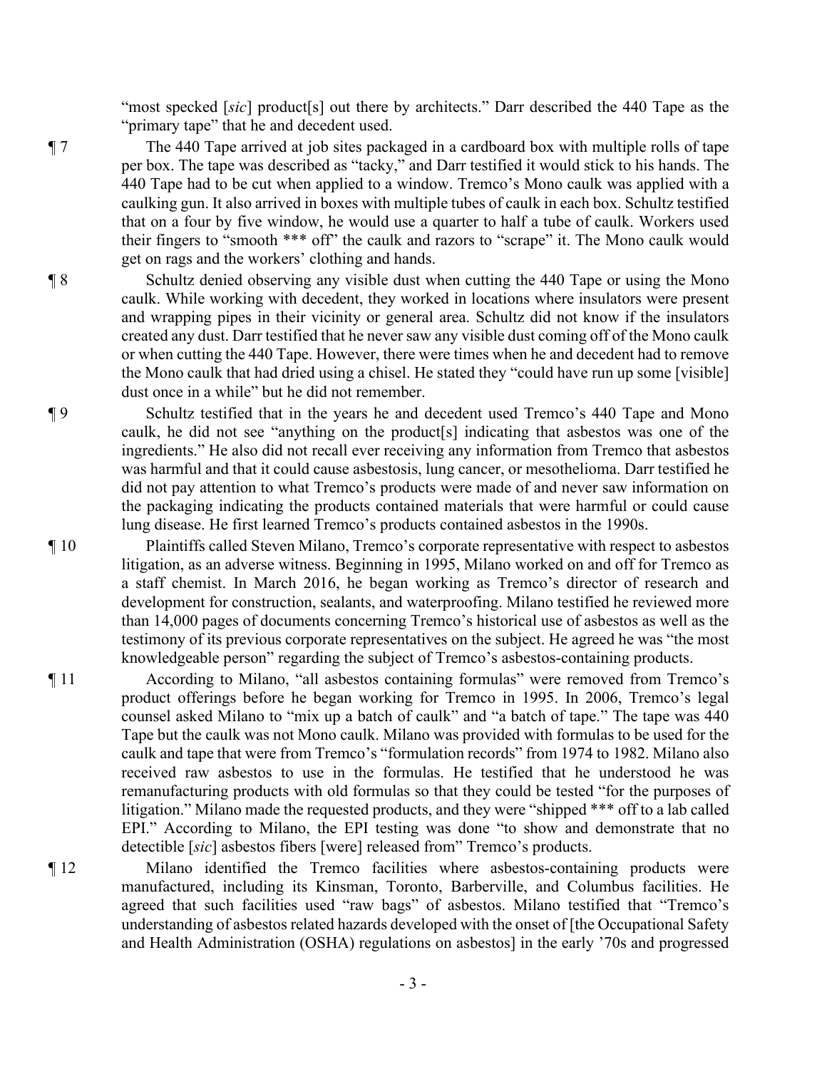"most specked [*sic*] product[s] out there by architects." Darr described the 440 Tape as the "primary tape" that he and decedent used.

¶ 7 The 440 Tape arrived at job sites packaged in a cardboard box with multiple rolls of tape per box. The tape was described as "tacky," and Darr testified it would stick to his hands. The 440 Tape had to be cut when applied to a window. Tremco's Mono caulk was applied with a caulking gun. It also arrived in boxes with multiple tubes of caulk in each box. Schultz testified that on a four by five window, he would use a quarter to half a tube of caulk. Workers used their fingers to "smooth *** off" the caulk and razors to "scrape" it. The Mono caulk would get on rags and the workers' clothing and hands.

¶ 8 Schultz denied observing any visible dust when cutting the 440 Tape or using the Mono caulk. While working with decedent, they worked in locations where insulators were present and wrapping pipes in their vicinity or general area. Schultz did not know if the insulators created any dust. Darr testified that he never saw any visible dust coming off of the Mono caulk or when cutting the 440 Tape. However, there were times when he and decedent had to remove the Mono caulk that had dried using a chisel. He stated they "could have run up some [visible] dust once in a while" but he did not remember.

¶ 9 Schultz testified that in the years he and decedent used Tremco's 440 Tape and Mono caulk, he did not see "anything on the product[s] indicating that asbestos was one of the ingredients." He also did not recall ever receiving any information from Tremco that asbestos was harmful and that it could cause asbestosis, lung cancer, or mesothelioma. Darr testified he did not pay attention to what Tremco's products were made of and never saw information on the packaging indicating the products contained materials that were harmful or could cause lung disease. He first learned Tremco's products contained asbestos in the 1990s.

¶ 10 Plaintiffs called Steven Milano, Tremco's corporate representative with respect to asbestos litigation, as an adverse witness. Beginning in 1995, Milano worked on and off for Tremco as a staff chemist. In March 2016, he began working as Tremco's director of research and development for construction, sealants, and waterproofing. Milano testified he reviewed more than 14,000 pages of documents concerning Tremco's historical use of asbestos as well as the testimony of its previous corporate representatives on the subject. He agreed he was "the most knowledgeable person" regarding the subject of Tremco's asbestos-containing products.

¶ 11 According to Milano, "all asbestos containing formulas" were removed from Tremco's product offerings before he began working for Tremco in 1995. In 2006, Tremco's legal counsel asked Milano to "mix up a batch of caulk" and "a batch of tape." The tape was 440 Tape but the caulk was not Mono caulk. Milano was provided with formulas to be used for the caulk and tape that were from Tremco's "formulation records" from 1974 to 1982. Milano also received raw asbestos to use in the formulas. He testified that he understood he was remanufacturing products with old formulas so that they could be tested "for the purposes of litigation." Milano made the requested products, and they were "shipped *** off to a lab called EPI." According to Milano, the EPI testing was done "to show and demonstrate that no detectible [*sic*] asbestos fibers [were] released from" Tremco's products.

¶ 12 Milano identified the Tremco facilities where asbestos-containing products were manufactured, including its Kinsman, Toronto, Barberville, and Columbus facilities. He agreed that such facilities used "raw bags" of asbestos. Milano testified that "Tremco's understanding of asbestos related hazards developed with the onset of [the Occupational Safety and Health Administration (OSHA) regulations on asbestos] in the early '70s and progressed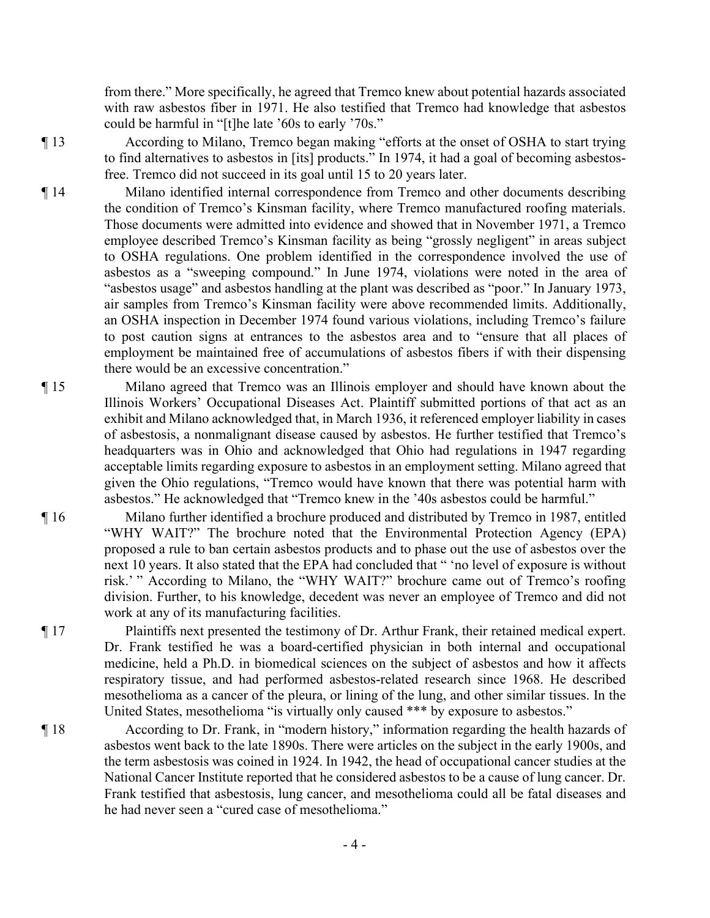from there." More specifically, he agreed that Tremco knew about potential hazards associated with raw asbestos fiber in 1971. He also testified that Tremco had knowledge that asbestos could be harmful in "[t]he late '60s to early '70s."

¶ 13 According to Milano, Tremco began making "efforts at the onset of OSHA to start trying to find alternatives to asbestos in [its] products." In 1974, it had a goal of becoming asbestos-free. Tremco did not succeed in its goal until 15 to 20 years later.

¶ 14 Milano identified internal correspondence from Tremco and other documents describing the condition of Tremco's Kinsman facility, where Tremco manufactured roofing materials. Those documents were admitted into evidence and showed that in November 1971, a Tremco employee described Tremco's Kinsman facility as being "grossly negligent" in areas subject to OSHA regulations. One problem identified in the correspondence involved the use of asbestos as a "sweeping compound." In June 1974, violations were noted in the area of "asbestos usage" and asbestos handling at the plant was described as "poor." In January 1973, air samples from Tremco's Kinsman facility were above recommended limits. Additionally, an OSHA inspection in December 1974 found various violations, including Tremco's failure to post caution signs at entrances to the asbestos area and to "ensure that all places of employment be maintained free of accumulations of asbestos fibers if with their dispensing there would be an excessive concentration."

¶ 15 Milano agreed that Tremco was an Illinois employer and should have known about the Illinois Workers' Occupational Diseases Act. Plaintiff submitted portions of that act as an exhibit and Milano acknowledged that, in March 1936, it referenced employer liability in cases of asbestosis, a nonmalignant disease caused by asbestos. He further testified that Tremco's headquarters was in Ohio and acknowledged that Ohio had regulations in 1947 regarding acceptable limits regarding exposure to asbestos in an employment setting. Milano agreed that given the Ohio regulations, "Tremco would have known that there was potential harm with asbestos." He acknowledged that "Tremco knew in the '40s asbestos could be harmful."

¶ 16 Milano further identified a brochure produced and distributed by Tremco in 1987, entitled "WHY WAIT?" The brochure noted that the Environmental Protection Agency (EPA) proposed a rule to ban certain asbestos products and to phase out the use of asbestos over the next 10 years. It also stated that the EPA had concluded that " 'no level of exposure is without risk.' " According to Milano, the "WHY WAIT?" brochure came out of Tremco's roofing division. Further, to his knowledge, decedent was never an employee of Tremco and did not work at any of its manufacturing facilities.

¶ 17 Plaintiffs next presented the testimony of Dr. Arthur Frank, their retained medical expert. Dr. Frank testified he was a board-certified physician in both internal and occupational medicine, held a Ph.D. in biomedical sciences on the subject of asbestos and how it affects respiratory tissue, and had performed asbestos-related research since 1968. He described mesothelioma as a cancer of the pleura, or lining of the lung, and other similar tissues. In the United States, mesothelioma "is virtually only caused *** by exposure to asbestos."

¶ 18 According to Dr. Frank, in "modern history," information regarding the health hazards of asbestos went back to the late 1890s. There were articles on the subject in the early 1900s, and the term asbestosis was coined in 1924. In 1942, the head of occupational cancer studies at the National Cancer Institute reported that he considered asbestos to be a cause of lung cancer. Dr. Frank testified that asbestosis, lung cancer, and mesothelioma could all be fatal diseases and he had never seen a "cured case of mesothelioma."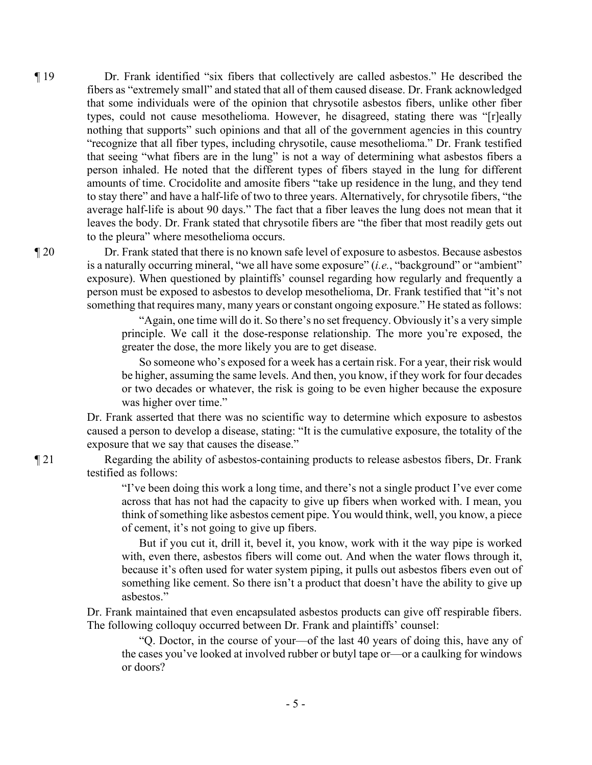¶ 19 Dr. Frank identified "six fibers that collectively are called asbestos." He described the fibers as "extremely small" and stated that all of them caused disease. Dr. Frank acknowledged that some individuals were of the opinion that chrysotile asbestos fibers, unlike other fiber types, could not cause mesothelioma. However, he disagreed, stating there was "[r]eally nothing that supports" such opinions and that all of the government agencies in this country "recognize that all fiber types, including chrysotile, cause mesothelioma." Dr. Frank testified that seeing "what fibers are in the lung" is not a way of determining what asbestos fibers a person inhaled. He noted that the different types of fibers stayed in the lung for different amounts of time. Crocidolite and amosite fibers "take up residence in the lung, and they tend to stay there" and have a half-life of two to three years. Alternatively, for chrysotile fibers, "the average half-life is about 90 days." The fact that a fiber leaves the lung does not mean that it leaves the body. Dr. Frank stated that chrysotile fibers are "the fiber that most readily gets out to the pleura" where mesothelioma occurs.

¶ 20 Dr. Frank stated that there is no known safe level of exposure to asbestos. Because asbestos is a naturally occurring mineral, "we all have some exposure" (*i.e.*, "background" or "ambient" exposure). When questioned by plaintiffs' counsel regarding how regularly and frequently a person must be exposed to asbestos to develop mesothelioma, Dr. Frank testified that "it's not something that requires many, many years or constant ongoing exposure." He stated as follows:

> "Again, one time will do it. So there's no set frequency. Obviously it's a very simple principle. We call it the dose-response relationship. The more you're exposed, the greater the dose, the more likely you are to get disease.
>
> So someone who's exposed for a week has a certain risk. For a year, their risk would be higher, assuming the same levels. And then, you know, if they work for four decades or two decades or whatever, the risk is going to be even higher because the exposure was higher over time."

Dr. Frank asserted that there was no scientific way to determine which exposure to asbestos caused a person to develop a disease, stating: "It is the cumulative exposure, the totality of the exposure that we say that causes the disease."

¶ 21 Regarding the ability of asbestos-containing products to release asbestos fibers, Dr. Frank testified as follows:

> "I've been doing this work a long time, and there's not a single product I've ever come across that has not had the capacity to give up fibers when worked with. I mean, you think of something like asbestos cement pipe. You would think, well, you know, a piece of cement, it's not going to give up fibers.
>
> But if you cut it, drill it, bevel it, you know, work with it the way pipe is worked with, even there, asbestos fibers will come out. And when the water flows through it, because it's often used for water system piping, it pulls out asbestos fibers even out of something like cement. So there isn't a product that doesn't have the ability to give up asbestos."

Dr. Frank maintained that even encapsulated asbestos products can give off respirable fibers. The following colloquy occurred between Dr. Frank and plaintiffs' counsel:

> "Q. Doctor, in the course of your—of the last 40 years of doing this, have any of the cases you've looked at involved rubber or butyl tape or—or a caulking for windows or doors?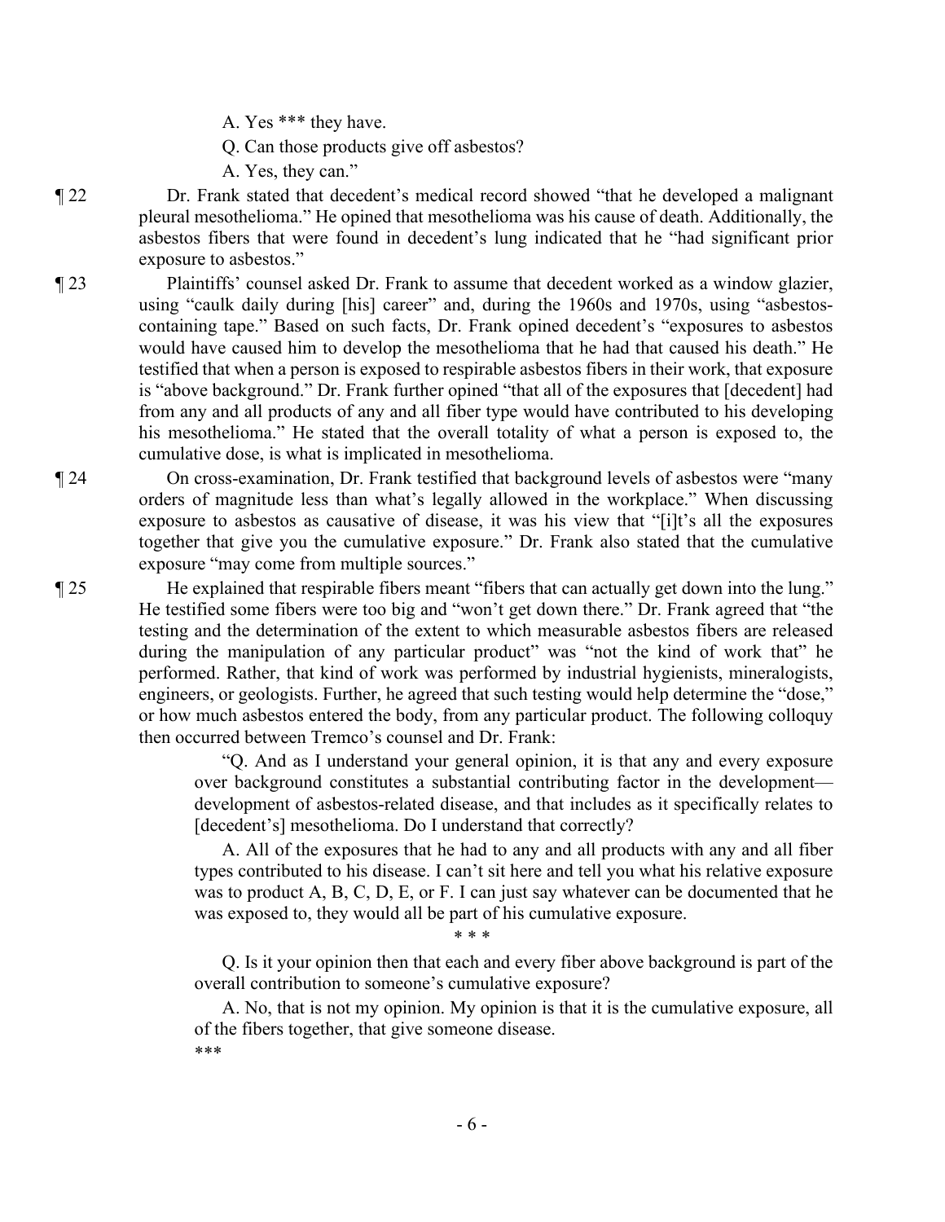A. Yes *** they have.

Q. Can those products give off asbestos?

A. Yes, they can."

¶ 22 Dr. Frank stated that decedent's medical record showed "that he developed a malignant pleural mesothelioma." He opined that mesothelioma was his cause of death. Additionally, the asbestos fibers that were found in decedent's lung indicated that he "had significant prior exposure to asbestos."

¶ 23 Plaintiffs' counsel asked Dr. Frank to assume that decedent worked as a window glazier, using "caulk daily during [his] career" and, during the 1960s and 1970s, using "asbestos-containing tape." Based on such facts, Dr. Frank opined decedent's "exposures to asbestos would have caused him to develop the mesothelioma that he had that caused his death." He testified that when a person is exposed to respirable asbestos fibers in their work, that exposure is "above background." Dr. Frank further opined "that all of the exposures that [decedent] had from any and all products of any and all fiber type would have contributed to his developing his mesothelioma." He stated that the overall totality of what a person is exposed to, the cumulative dose, is what is implicated in mesothelioma.

¶ 24 On cross-examination, Dr. Frank testified that background levels of asbestos were "many orders of magnitude less than what's legally allowed in the workplace." When discussing exposure to asbestos as causative of disease, it was his view that "[i]t's all the exposures together that give you the cumulative exposure." Dr. Frank also stated that the cumulative exposure "may come from multiple sources."

¶ 25 He explained that respirable fibers meant "fibers that can actually get down into the lung." He testified some fibers were too big and "won't get down there." Dr. Frank agreed that "the testing and the determination of the extent to which measurable asbestos fibers are released during the manipulation of any particular product" was "not the kind of work that" he performed. Rather, that kind of work was performed by industrial hygienists, mineralogists, engineers, or geologists. Further, he agreed that such testing would help determine the "dose," or how much asbestos entered the body, from any particular product. The following colloquy then occurred between Tremco's counsel and Dr. Frank:

> "Q. And as I understand your general opinion, it is that any and every exposure over background constitutes a substantial contributing factor in the development—development of asbestos-related disease, and that includes as it specifically relates to [decedent's] mesothelioma. Do I understand that correctly?
>
> A. All of the exposures that he had to any and all products with any and all fiber types contributed to his disease. I can't sit here and tell you what his relative exposure was to product A, B, C, D, E, or F. I can just say whatever can be documented that he was exposed to, they would all be part of his cumulative exposure.
>
> \* \* \*
>
> Q. Is it your opinion then that each and every fiber above background is part of the overall contribution to someone's cumulative exposure?
>
> A. No, that is not my opinion. My opinion is that it is the cumulative exposure, all of the fibers together, that give someone disease.
>
> ***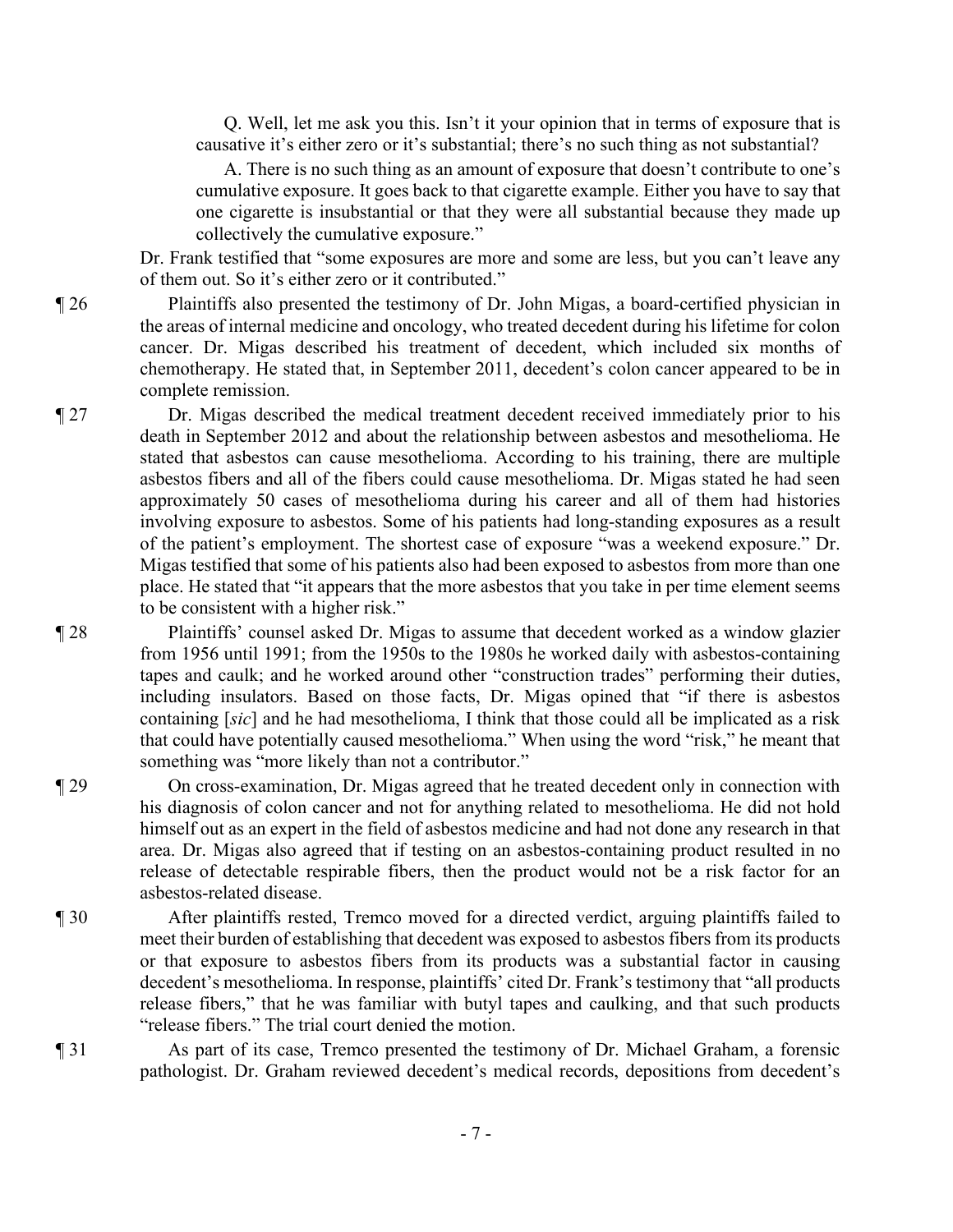Q. Well, let me ask you this. Isn't it your opinion that in terms of exposure that is causative it's either zero or it's substantial; there's no such thing as not substantial?

A. There is no such thing as an amount of exposure that doesn't contribute to one's cumulative exposure. It goes back to that cigarette example. Either you have to say that one cigarette is insubstantial or that they were all substantial because they made up collectively the cumulative exposure."

Dr. Frank testified that "some exposures are more and some are less, but you can't leave any of them out. So it's either zero or it contributed."

¶ 26 Plaintiffs also presented the testimony of Dr. John Migas, a board-certified physician in the areas of internal medicine and oncology, who treated decedent during his lifetime for colon cancer. Dr. Migas described his treatment of decedent, which included six months of chemotherapy. He stated that, in September 2011, decedent's colon cancer appeared to be in complete remission.

¶ 27 Dr. Migas described the medical treatment decedent received immediately prior to his death in September 2012 and about the relationship between asbestos and mesothelioma. He stated that asbestos can cause mesothelioma. According to his training, there are multiple asbestos fibers and all of the fibers could cause mesothelioma. Dr. Migas stated he had seen approximately 50 cases of mesothelioma during his career and all of them had histories involving exposure to asbestos. Some of his patients had long-standing exposures as a result of the patient's employment. The shortest case of exposure "was a weekend exposure." Dr. Migas testified that some of his patients also had been exposed to asbestos from more than one place. He stated that "it appears that the more asbestos that you take in per time element seems to be consistent with a higher risk."

¶ 28 Plaintiffs' counsel asked Dr. Migas to assume that decedent worked as a window glazier from 1956 until 1991; from the 1950s to the 1980s he worked daily with asbestos-containing tapes and caulk; and he worked around other "construction trades" performing their duties, including insulators. Based on those facts, Dr. Migas opined that "if there is asbestos containing [*sic*] and he had mesothelioma, I think that those could all be implicated as a risk that could have potentially caused mesothelioma." When using the word "risk," he meant that something was "more likely than not a contributor."

¶ 29 On cross-examination, Dr. Migas agreed that he treated decedent only in connection with his diagnosis of colon cancer and not for anything related to mesothelioma. He did not hold himself out as an expert in the field of asbestos medicine and had not done any research in that area. Dr. Migas also agreed that if testing on an asbestos-containing product resulted in no release of detectable respirable fibers, then the product would not be a risk factor for an asbestos-related disease.

¶ 30 After plaintiffs rested, Tremco moved for a directed verdict, arguing plaintiffs failed to meet their burden of establishing that decedent was exposed to asbestos fibers from its products or that exposure to asbestos fibers from its products was a substantial factor in causing decedent's mesothelioma. In response, plaintiffs' cited Dr. Frank's testimony that "all products release fibers," that he was familiar with butyl tapes and caulking, and that such products "release fibers." The trial court denied the motion.

¶ 31 As part of its case, Tremco presented the testimony of Dr. Michael Graham, a forensic pathologist. Dr. Graham reviewed decedent's medical records, depositions from decedent's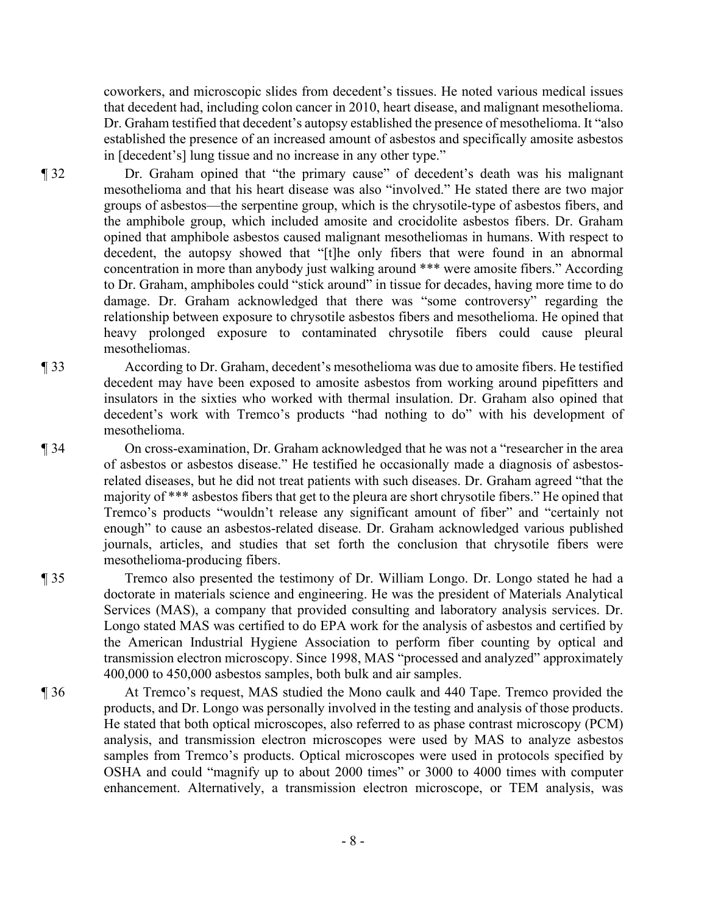coworkers, and microscopic slides from decedent's tissues. He noted various medical issues that decedent had, including colon cancer in 2010, heart disease, and malignant mesothelioma. Dr. Graham testified that decedent's autopsy established the presence of mesothelioma. It "also established the presence of an increased amount of asbestos and specifically amosite asbestos in [decedent's] lung tissue and no increase in any other type."

¶ 32 Dr. Graham opined that "the primary cause" of decedent's death was his malignant mesothelioma and that his heart disease was also "involved." He stated there are two major groups of asbestos—the serpentine group, which is the chrysotile-type of asbestos fibers, and the amphibole group, which included amosite and crocidolite asbestos fibers. Dr. Graham opined that amphibole asbestos caused malignant mesotheliomas in humans. With respect to decedent, the autopsy showed that "[t]he only fibers that were found in an abnormal concentration in more than anybody just walking around *** were amosite fibers." According to Dr. Graham, amphiboles could "stick around" in tissue for decades, having more time to do damage. Dr. Graham acknowledged that there was "some controversy" regarding the relationship between exposure to chrysotile asbestos fibers and mesothelioma. He opined that heavy prolonged exposure to contaminated chrysotile fibers could cause pleural mesotheliomas.

¶ 33 According to Dr. Graham, decedent's mesothelioma was due to amosite fibers. He testified decedent may have been exposed to amosite asbestos from working around pipefitters and insulators in the sixties who worked with thermal insulation. Dr. Graham also opined that decedent's work with Tremco's products "had nothing to do" with his development of mesothelioma.

¶ 34 On cross-examination, Dr. Graham acknowledged that he was not a "researcher in the area of asbestos or asbestos disease." He testified he occasionally made a diagnosis of asbestos-related diseases, but he did not treat patients with such diseases. Dr. Graham agreed "that the majority of *** asbestos fibers that get to the pleura are short chrysotile fibers." He opined that Tremco's products "wouldn't release any significant amount of fiber" and "certainly not enough" to cause an asbestos-related disease. Dr. Graham acknowledged various published journals, articles, and studies that set forth the conclusion that chrysotile fibers were mesothelioma-producing fibers.

¶ 35 Tremco also presented the testimony of Dr. William Longo. Dr. Longo stated he had a doctorate in materials science and engineering. He was the president of Materials Analytical Services (MAS), a company that provided consulting and laboratory analysis services. Dr. Longo stated MAS was certified to do EPA work for the analysis of asbestos and certified by the American Industrial Hygiene Association to perform fiber counting by optical and transmission electron microscopy. Since 1998, MAS "processed and analyzed" approximately 400,000 to 450,000 asbestos samples, both bulk and air samples.

¶ 36 At Tremco's request, MAS studied the Mono caulk and 440 Tape. Tremco provided the products, and Dr. Longo was personally involved in the testing and analysis of those products. He stated that both optical microscopes, also referred to as phase contrast microscopy (PCM) analysis, and transmission electron microscopes were used by MAS to analyze asbestos samples from Tremco's products. Optical microscopes were used in protocols specified by OSHA and could "magnify up to about 2000 times" or 3000 to 4000 times with computer enhancement. Alternatively, a transmission electron microscope, or TEM analysis, was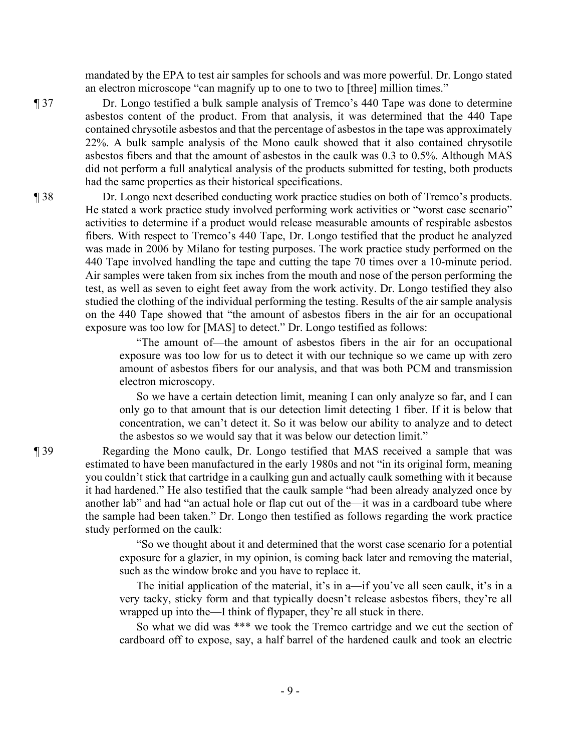mandated by the EPA to test air samples for schools and was more powerful. Dr. Longo stated an electron microscope "can magnify up to one to two to [three] million times."

¶ 37 Dr. Longo testified a bulk sample analysis of Tremco's 440 Tape was done to determine asbestos content of the product. From that analysis, it was determined that the 440 Tape contained chrysotile asbestos and that the percentage of asbestos in the tape was approximately 22%. A bulk sample analysis of the Mono caulk showed that it also contained chrysotile asbestos fibers and that the amount of asbestos in the caulk was 0.3 to 0.5%. Although MAS did not perform a full analytical analysis of the products submitted for testing, both products had the same properties as their historical specifications.

¶ 38 Dr. Longo next described conducting work practice studies on both of Tremco's products. He stated a work practice study involved performing work activities or "worst case scenario" activities to determine if a product would release measurable amounts of respirable asbestos fibers. With respect to Tremco's 440 Tape, Dr. Longo testified that the product he analyzed was made in 2006 by Milano for testing purposes. The work practice study performed on the 440 Tape involved handling the tape and cutting the tape 70 times over a 10-minute period. Air samples were taken from six inches from the mouth and nose of the person performing the test, as well as seven to eight feet away from the work activity. Dr. Longo testified they also studied the clothing of the individual performing the testing. Results of the air sample analysis on the 440 Tape showed that "the amount of asbestos fibers in the air for an occupational exposure was too low for [MAS] to detect." Dr. Longo testified as follows:

> "The amount of—the amount of asbestos fibers in the air for an occupational exposure was too low for us to detect it with our technique so we came up with zero amount of asbestos fibers for our analysis, and that was both PCM and transmission electron microscopy.
>
> So we have a certain detection limit, meaning I can only analyze so far, and I can only go to that amount that is our detection limit detecting 1 fiber. If it is below that concentration, we can't detect it. So it was below our ability to analyze and to detect the asbestos so we would say that it was below our detection limit."

¶ 39 Regarding the Mono caulk, Dr. Longo testified that MAS received a sample that was estimated to have been manufactured in the early 1980s and not "in its original form, meaning you couldn't stick that cartridge in a caulking gun and actually caulk something with it because it had hardened." He also testified that the caulk sample "had been already analyzed once by another lab" and had "an actual hole or flap cut out of the—it was in a cardboard tube where the sample had been taken." Dr. Longo then testified as follows regarding the work practice study performed on the caulk:

> "So we thought about it and determined that the worst case scenario for a potential exposure for a glazier, in my opinion, is coming back later and removing the material, such as the window broke and you have to replace it.
>
> The initial application of the material, it's in a—if you've all seen caulk, it's in a very tacky, sticky form and that typically doesn't release asbestos fibers, they're all wrapped up into the—I think of flypaper, they're all stuck in there.
>
> So what we did was *** we took the Tremco cartridge and we cut the section of cardboard off to expose, say, a half barrel of the hardened caulk and took an electric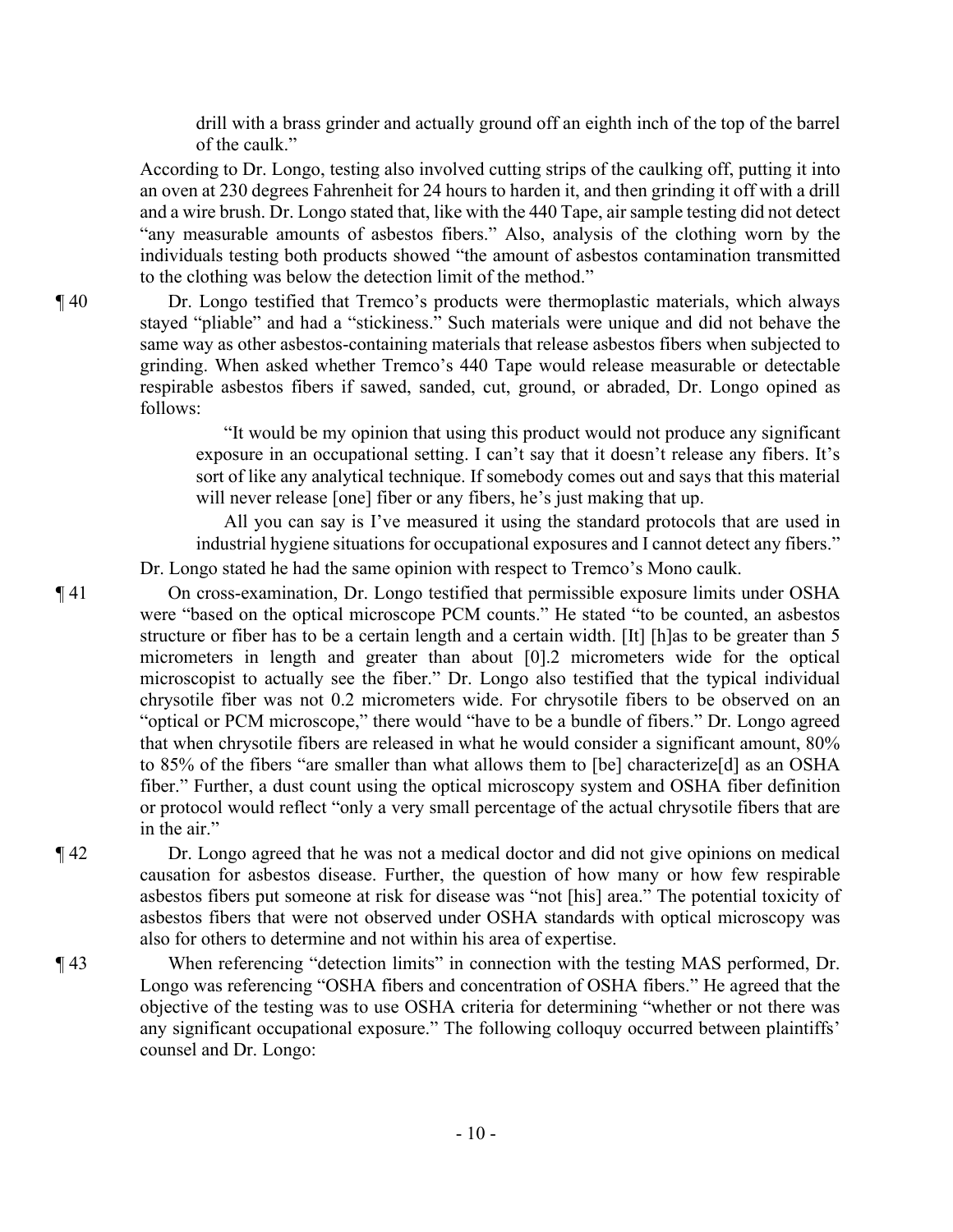drill with a brass grinder and actually ground off an eighth inch of the top of the barrel of the caulk."

According to Dr. Longo, testing also involved cutting strips of the caulking off, putting it into an oven at 230 degrees Fahrenheit for 24 hours to harden it, and then grinding it off with a drill and a wire brush. Dr. Longo stated that, like with the 440 Tape, air sample testing did not detect "any measurable amounts of asbestos fibers." Also, analysis of the clothing worn by the individuals testing both products showed "the amount of asbestos contamination transmitted to the clothing was below the detection limit of the method."

¶ 40 Dr. Longo testified that Tremco's products were thermoplastic materials, which always stayed "pliable" and had a "stickiness." Such materials were unique and did not behave the same way as other asbestos-containing materials that release asbestos fibers when subjected to grinding. When asked whether Tremco's 440 Tape would release measurable or detectable respirable asbestos fibers if sawed, sanded, cut, ground, or abraded, Dr. Longo opined as follows:

> "It would be my opinion that using this product would not produce any significant exposure in an occupational setting. I can't say that it doesn't release any fibers. It's sort of like any analytical technique. If somebody comes out and says that this material will never release [one] fiber or any fibers, he's just making that up.
>
> All you can say is I've measured it using the standard protocols that are used in industrial hygiene situations for occupational exposures and I cannot detect any fibers."

Dr. Longo stated he had the same opinion with respect to Tremco's Mono caulk.

¶ 41 On cross-examination, Dr. Longo testified that permissible exposure limits under OSHA were "based on the optical microscope PCM counts." He stated "to be counted, an asbestos structure or fiber has to be a certain length and a certain width. [It] [h]as to be greater than 5 micrometers in length and greater than about [0].2 micrometers wide for the optical microscopist to actually see the fiber." Dr. Longo also testified that the typical individual chrysotile fiber was not 0.2 micrometers wide. For chrysotile fibers to be observed on an "optical or PCM microscope," there would "have to be a bundle of fibers." Dr. Longo agreed that when chrysotile fibers are released in what he would consider a significant amount, 80% to 85% of the fibers "are smaller than what allows them to [be] characterize[d] as an OSHA fiber." Further, a dust count using the optical microscopy system and OSHA fiber definition or protocol would reflect "only a very small percentage of the actual chrysotile fibers that are in the air."

¶ 42 Dr. Longo agreed that he was not a medical doctor and did not give opinions on medical causation for asbestos disease. Further, the question of how many or how few respirable asbestos fibers put someone at risk for disease was "not [his] area." The potential toxicity of asbestos fibers that were not observed under OSHA standards with optical microscopy was also for others to determine and not within his area of expertise.

¶ 43 When referencing "detection limits" in connection with the testing MAS performed, Dr. Longo was referencing "OSHA fibers and concentration of OSHA fibers." He agreed that the objective of the testing was to use OSHA criteria for determining "whether or not there was any significant occupational exposure." The following colloquy occurred between plaintiffs' counsel and Dr. Longo: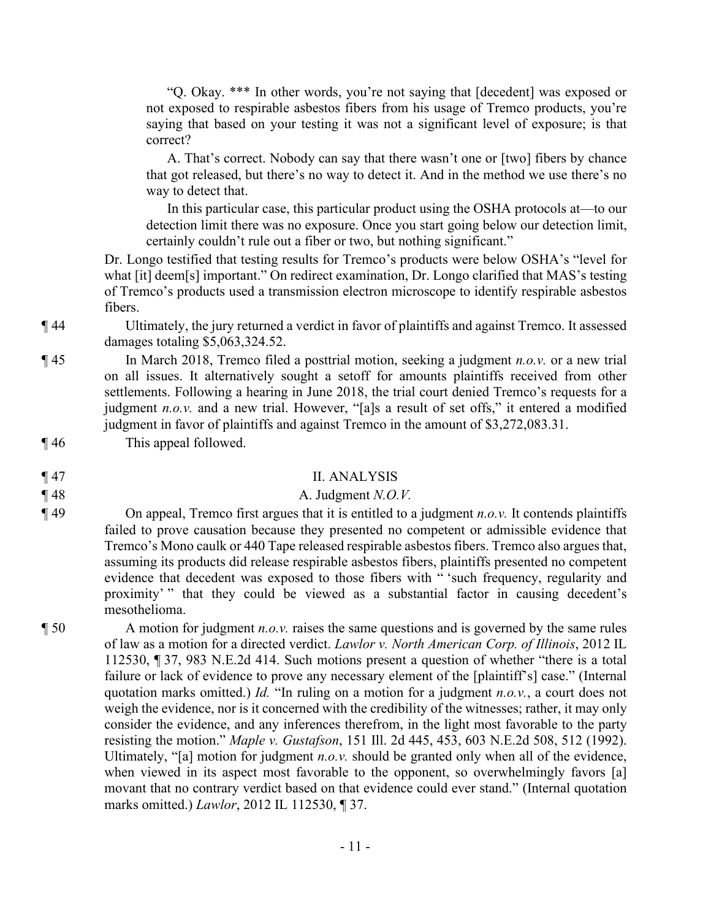"Q. Okay. *** In other words, you're not saying that [decedent] was exposed or not exposed to respirable asbestos fibers from his usage of Tremco products, you're saying that based on your testing it was not a significant level of exposure; is that correct?

A. That's correct. Nobody can say that there wasn't one or [two] fibers by chance that got released, but there's no way to detect it. And in the method we use there's no way to detect that.

In this particular case, this particular product using the OSHA protocols at—to our detection limit there was no exposure. Once you start going below our detection limit, certainly couldn't rule out a fiber or two, but nothing significant."

Dr. Longo testified that testing results for Tremco's products were below OSHA's "level for what [it] deem[s] important." On redirect examination, Dr. Longo clarified that MAS's testing of Tremco's products used a transmission electron microscope to identify respirable asbestos fibers.

¶ 44 Ultimately, the jury returned a verdict in favor of plaintiffs and against Tremco. It assessed damages totaling $5,063,324.52.

¶ 45 In March 2018, Tremco filed a posttrial motion, seeking a judgment *n.o.v.* or a new trial on all issues. It alternatively sought a setoff for amounts plaintiffs received from other settlements. Following a hearing in June 2018, the trial court denied Tremco's requests for a judgment *n.o.v.* and a new trial. However, "[a]s a result of set offs," it entered a modified judgment in favor of plaintiffs and against Tremco in the amount of $3,272,083.31.

¶ 46 This appeal followed.

## ¶ 47 II. ANALYSIS

### ¶ 48 A. Judgment *N.O.V.*

¶ 49 On appeal, Tremco first argues that it is entitled to a judgment *n.o.v.* It contends plaintiffs failed to prove causation because they presented no competent or admissible evidence that Tremco's Mono caulk or 440 Tape released respirable asbestos fibers. Tremco also argues that, assuming its products did release respirable asbestos fibers, plaintiffs presented no competent evidence that decedent was exposed to those fibers with " 'such frequency, regularity and proximity' " that they could be viewed as a substantial factor in causing decedent's mesothelioma.

¶ 50 A motion for judgment *n.o.v.* raises the same questions and is governed by the same rules of law as a motion for a directed verdict. *Lawlor v. North American Corp. of Illinois*, 2012 IL 112530, ¶ 37, 983 N.E.2d 414. Such motions present a question of whether "there is a total failure or lack of evidence to prove any necessary element of the [plaintiff's] case." (Internal quotation marks omitted.) *Id.* "In ruling on a motion for a judgment *n.o.v.*, a court does not weigh the evidence, nor is it concerned with the credibility of the witnesses; rather, it may only consider the evidence, and any inferences therefrom, in the light most favorable to the party resisting the motion." *Maple v. Gustafson*, 151 Ill. 2d 445, 453, 603 N.E.2d 508, 512 (1992). Ultimately, "[a] motion for judgment *n.o.v.* should be granted only when all of the evidence, when viewed in its aspect most favorable to the opponent, so overwhelmingly favors [a] movant that no contrary verdict based on that evidence could ever stand." (Internal quotation marks omitted.) *Lawlor*, 2012 IL 112530, ¶ 37.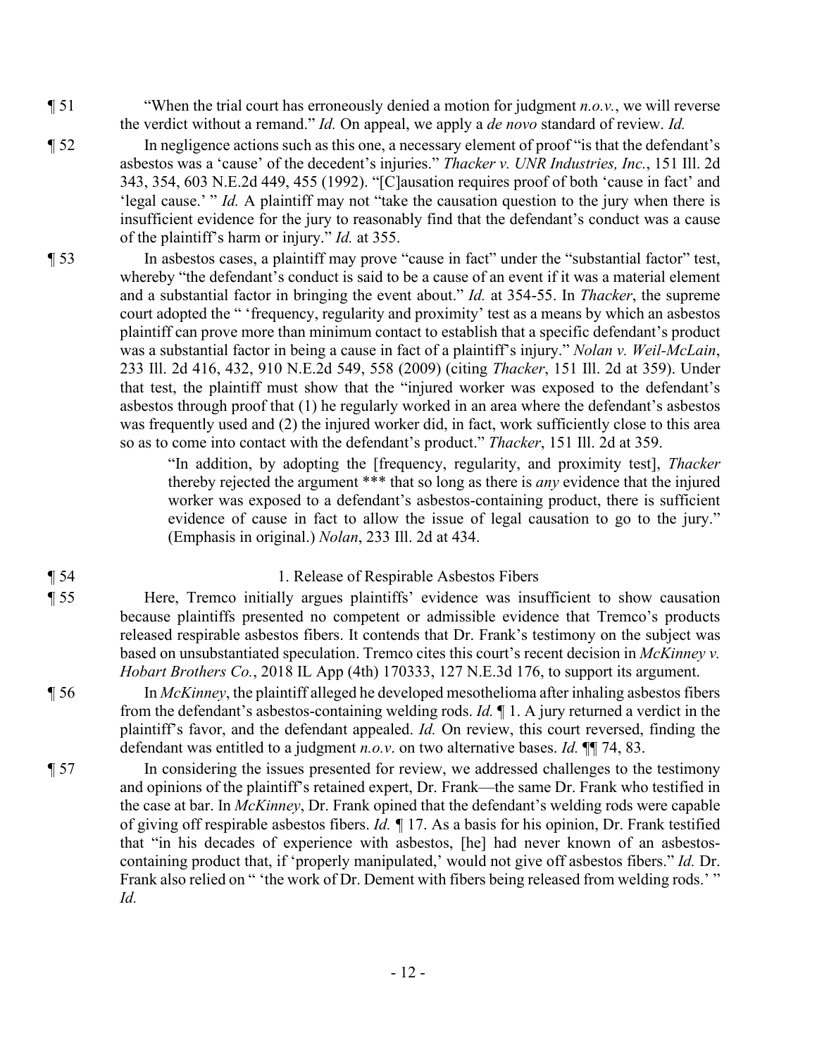¶ 51 "When the trial court has erroneously denied a motion for judgment *n.o.v.*, we will reverse the verdict without a remand." *Id.* On appeal, we apply a *de novo* standard of review. *Id.*

¶ 52 In negligence actions such as this one, a necessary element of proof "is that the defendant's asbestos was a 'cause' of the decedent's injuries." *Thacker v. UNR Industries, Inc.*, 151 Ill. 2d 343, 354, 603 N.E.2d 449, 455 (1992). "[C]ausation requires proof of both 'cause in fact' and 'legal cause.' " *Id.* A plaintiff may not "take the causation question to the jury when there is insufficient evidence for the jury to reasonably find that the defendant's conduct was a cause of the plaintiff's harm or injury." *Id.* at 355.

¶ 53 In asbestos cases, a plaintiff may prove "cause in fact" under the "substantial factor" test, whereby "the defendant's conduct is said to be a cause of an event if it was a material element and a substantial factor in bringing the event about." *Id.* at 354-55. In *Thacker*, the supreme court adopted the " 'frequency, regularity and proximity' test as a means by which an asbestos plaintiff can prove more than minimum contact to establish that a specific defendant's product was a substantial factor in being a cause in fact of a plaintiff's injury." *Nolan v. Weil-McLain*, 233 Ill. 2d 416, 432, 910 N.E.2d 549, 558 (2009) (citing *Thacker*, 151 Ill. 2d at 359). Under that test, the plaintiff must show that the "injured worker was exposed to the defendant's asbestos through proof that (1) he regularly worked in an area where the defendant's asbestos was frequently used and (2) the injured worker did, in fact, work sufficiently close to this area so as to come into contact with the defendant's product." *Thacker*, 151 Ill. 2d at 359.

> "In addition, by adopting the [frequency, regularity, and proximity test], *Thacker* thereby rejected the argument *** that so long as there is *any* evidence that the injured worker was exposed to a defendant's asbestos-containing product, there is sufficient evidence of cause in fact to allow the issue of legal causation to go to the jury." (Emphasis in original.) *Nolan*, 233 Ill. 2d at 434.

¶ 54 1. Release of Respirable Asbestos Fibers

¶ 55 Here, Tremco initially argues plaintiffs' evidence was insufficient to show causation because plaintiffs presented no competent or admissible evidence that Tremco's products released respirable asbestos fibers. It contends that Dr. Frank's testimony on the subject was based on unsubstantiated speculation. Tremco cites this court's recent decision in *McKinney v. Hobart Brothers Co.*, 2018 IL App (4th) 170333, 127 N.E.3d 176, to support its argument.

¶ 56 In *McKinney*, the plaintiff alleged he developed mesothelioma after inhaling asbestos fibers from the defendant's asbestos-containing welding rods. *Id.* ¶ 1. A jury returned a verdict in the plaintiff's favor, and the defendant appealed. *Id.* On review, this court reversed, finding the defendant was entitled to a judgment *n.o.v*. on two alternative bases. *Id.* ¶¶ 74, 83.

¶ 57 In considering the issues presented for review, we addressed challenges to the testimony and opinions of the plaintiff's retained expert, Dr. Frank—the same Dr. Frank who testified in the case at bar. In *McKinney*, Dr. Frank opined that the defendant's welding rods were capable of giving off respirable asbestos fibers. *Id.* ¶ 17. As a basis for his opinion, Dr. Frank testified that "in his decades of experience with asbestos, [he] had never known of an asbestos-containing product that, if 'properly manipulated,' would not give off asbestos fibers." *Id.* Dr. Frank also relied on " 'the work of Dr. Dement with fibers being released from welding rods.' " *Id.*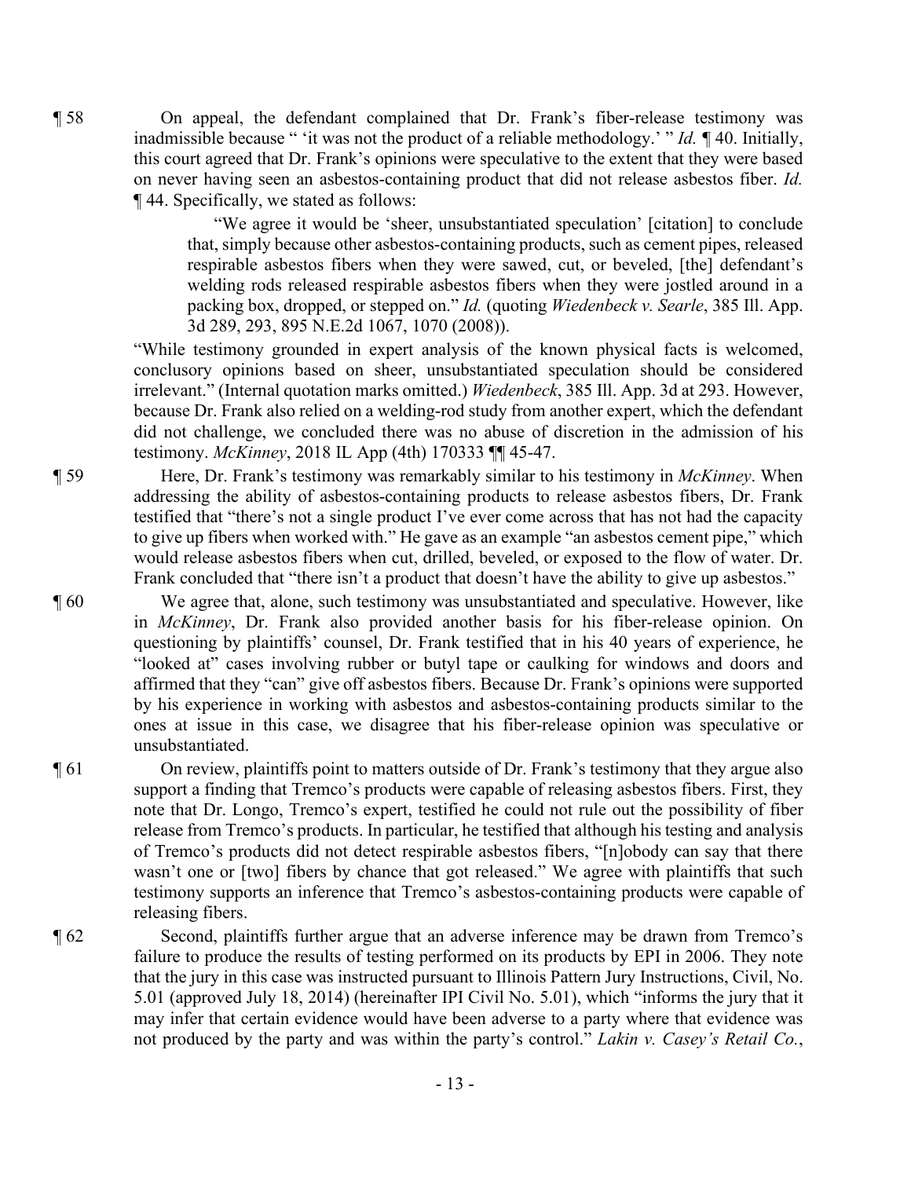¶ 58 On appeal, the defendant complained that Dr. Frank's fiber-release testimony was inadmissible because " 'it was not the product of a reliable methodology.' " *Id.* ¶ 40. Initially, this court agreed that Dr. Frank's opinions were speculative to the extent that they were based on never having seen an asbestos-containing product that did not release asbestos fiber. *Id.* ¶ 44. Specifically, we stated as follows:

> "We agree it would be 'sheer, unsubstantiated speculation' [citation] to conclude that, simply because other asbestos-containing products, such as cement pipes, released respirable asbestos fibers when they were sawed, cut, or beveled, [the] defendant's welding rods released respirable asbestos fibers when they were jostled around in a packing box, dropped, or stepped on." *Id.* (quoting *Wiedenbeck v. Searle*, 385 Ill. App. 3d 289, 293, 895 N.E.2d 1067, 1070 (2008)).

"While testimony grounded in expert analysis of the known physical facts is welcomed, conclusory opinions based on sheer, unsubstantiated speculation should be considered irrelevant." (Internal quotation marks omitted.) *Wiedenbeck*, 385 Ill. App. 3d at 293. However, because Dr. Frank also relied on a welding-rod study from another expert, which the defendant did not challenge, we concluded there was no abuse of discretion in the admission of his testimony. *McKinney*, 2018 IL App (4th) 170333 ¶¶ 45-47.

¶ 59 Here, Dr. Frank's testimony was remarkably similar to his testimony in *McKinney*. When addressing the ability of asbestos-containing products to release asbestos fibers, Dr. Frank testified that "there's not a single product I've ever come across that has not had the capacity to give up fibers when worked with." He gave as an example "an asbestos cement pipe," which would release asbestos fibers when cut, drilled, beveled, or exposed to the flow of water. Dr. Frank concluded that "there isn't a product that doesn't have the ability to give up asbestos."

¶ 60 We agree that, alone, such testimony was unsubstantiated and speculative. However, like in *McKinney*, Dr. Frank also provided another basis for his fiber-release opinion. On questioning by plaintiffs' counsel, Dr. Frank testified that in his 40 years of experience, he "looked at" cases involving rubber or butyl tape or caulking for windows and doors and affirmed that they "can" give off asbestos fibers. Because Dr. Frank's opinions were supported by his experience in working with asbestos and asbestos-containing products similar to the ones at issue in this case, we disagree that his fiber-release opinion was speculative or unsubstantiated.

¶ 61 On review, plaintiffs point to matters outside of Dr. Frank's testimony that they argue also support a finding that Tremco's products were capable of releasing asbestos fibers. First, they note that Dr. Longo, Tremco's expert, testified he could not rule out the possibility of fiber release from Tremco's products. In particular, he testified that although his testing and analysis of Tremco's products did not detect respirable asbestos fibers, "[n]obody can say that there wasn't one or [two] fibers by chance that got released." We agree with plaintiffs that such testimony supports an inference that Tremco's asbestos-containing products were capable of releasing fibers.

¶ 62 Second, plaintiffs further argue that an adverse inference may be drawn from Tremco's failure to produce the results of testing performed on its products by EPI in 2006. They note that the jury in this case was instructed pursuant to Illinois Pattern Jury Instructions, Civil, No. 5.01 (approved July 18, 2014) (hereinafter IPI Civil No. 5.01), which "informs the jury that it may infer that certain evidence would have been adverse to a party where that evidence was not produced by the party and was within the party's control." *Lakin v. Casey's Retail Co.*,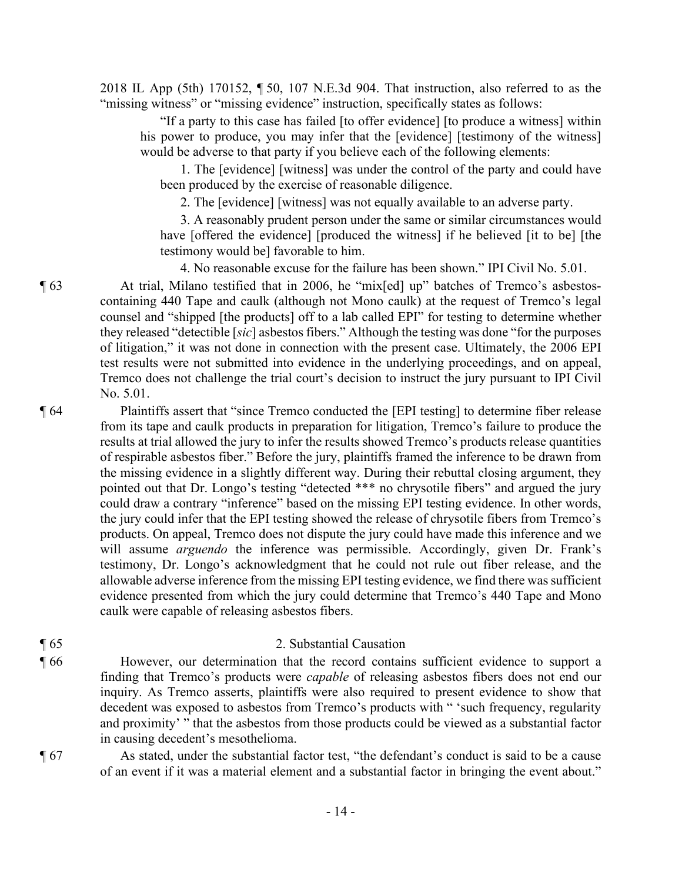2018 IL App (5th) 170152, ¶ 50, 107 N.E.3d 904. That instruction, also referred to as the "missing witness" or "missing evidence" instruction, specifically states as follows:

> "If a party to this case has failed [to offer evidence] [to produce a witness] within his power to produce, you may infer that the [evidence] [testimony of the witness] would be adverse to that party if you believe each of the following elements:
>
> 1. The [evidence] [witness] was under the control of the party and could have been produced by the exercise of reasonable diligence.
>
> 2. The [evidence] [witness] was not equally available to an adverse party.
>
> 3. A reasonably prudent person under the same or similar circumstances would have [offered the evidence] [produced the witness] if he believed [it to be] [the testimony would be] favorable to him.
>
> 4. No reasonable excuse for the failure has been shown." IPI Civil No. 5.01.

¶ 63 At trial, Milano testified that in 2006, he "mix[ed] up" batches of Tremco's asbestos-containing 440 Tape and caulk (although not Mono caulk) at the request of Tremco's legal counsel and "shipped [the products] off to a lab called EPI" for testing to determine whether they released "detectible [*sic*] asbestos fibers." Although the testing was done "for the purposes of litigation," it was not done in connection with the present case. Ultimately, the 2006 EPI test results were not submitted into evidence in the underlying proceedings, and on appeal, Tremco does not challenge the trial court's decision to instruct the jury pursuant to IPI Civil No. 5.01.

¶ 64 Plaintiffs assert that "since Tremco conducted the [EPI testing] to determine fiber release from its tape and caulk products in preparation for litigation, Tremco's failure to produce the results at trial allowed the jury to infer the results showed Tremco's products release quantities of respirable asbestos fiber." Before the jury, plaintiffs framed the inference to be drawn from the missing evidence in a slightly different way. During their rebuttal closing argument, they pointed out that Dr. Longo's testing "detected *** no chrysotile fibers" and argued the jury could draw a contrary "inference" based on the missing EPI testing evidence. In other words, the jury could infer that the EPI testing showed the release of chrysotile fibers from Tremco's products. On appeal, Tremco does not dispute the jury could have made this inference and we will assume *arguendo* the inference was permissible. Accordingly, given Dr. Frank's testimony, Dr. Longo's acknowledgment that he could not rule out fiber release, and the allowable adverse inference from the missing EPI testing evidence, we find there was sufficient evidence presented from which the jury could determine that Tremco's 440 Tape and Mono caulk were capable of releasing asbestos fibers.

¶ 65 2. Substantial Causation

¶ 66 However, our determination that the record contains sufficient evidence to support a finding that Tremco's products were *capable* of releasing asbestos fibers does not end our inquiry. As Tremco asserts, plaintiffs were also required to present evidence to show that decedent was exposed to asbestos from Tremco's products with " 'such frequency, regularity and proximity' " that the asbestos from those products could be viewed as a substantial factor in causing decedent's mesothelioma.

¶ 67 As stated, under the substantial factor test, "the defendant's conduct is said to be a cause of an event if it was a material element and a substantial factor in bringing the event about."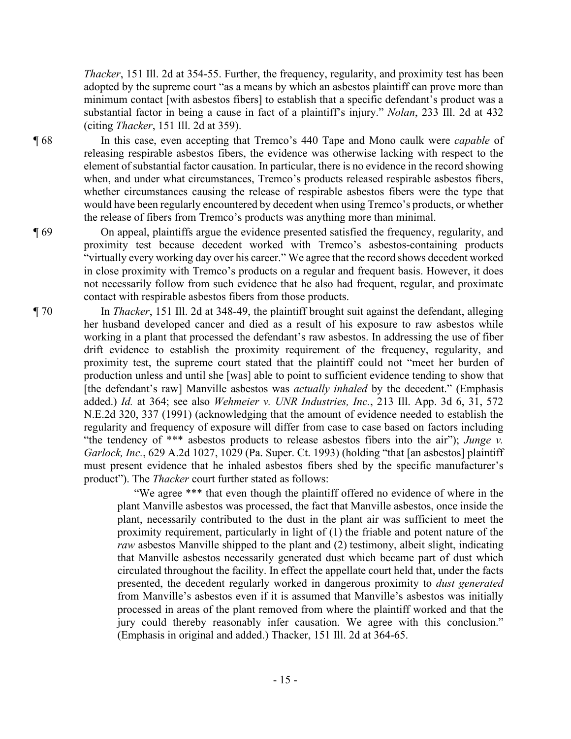*Thacker*, 151 Ill. 2d at 354-55. Further, the frequency, regularity, and proximity test has been adopted by the supreme court "as a means by which an asbestos plaintiff can prove more than minimum contact [with asbestos fibers] to establish that a specific defendant's product was a substantial factor in being a cause in fact of a plaintiff's injury." *Nolan*, 233 Ill. 2d at 432 (citing *Thacker*, 151 Ill. 2d at 359).

¶ 68 In this case, even accepting that Tremco's 440 Tape and Mono caulk were *capable* of releasing respirable asbestos fibers, the evidence was otherwise lacking with respect to the element of substantial factor causation. In particular, there is no evidence in the record showing when, and under what circumstances, Tremco's products released respirable asbestos fibers, whether circumstances causing the release of respirable asbestos fibers were the type that would have been regularly encountered by decedent when using Tremco's products, or whether the release of fibers from Tremco's products was anything more than minimal.

¶ 69 On appeal, plaintiffs argue the evidence presented satisfied the frequency, regularity, and proximity test because decedent worked with Tremco's asbestos-containing products "virtually every working day over his career." We agree that the record shows decedent worked in close proximity with Tremco's products on a regular and frequent basis. However, it does not necessarily follow from such evidence that he also had frequent, regular, and proximate contact with respirable asbestos fibers from those products.

¶ 70 In *Thacker*, 151 Ill. 2d at 348-49, the plaintiff brought suit against the defendant, alleging her husband developed cancer and died as a result of his exposure to raw asbestos while working in a plant that processed the defendant's raw asbestos. In addressing the use of fiber drift evidence to establish the proximity requirement of the frequency, regularity, and proximity test, the supreme court stated that the plaintiff could not "meet her burden of production unless and until she [was] able to point to sufficient evidence tending to show that [the defendant's raw] Manville asbestos was *actually inhaled* by the decedent." (Emphasis added.) *Id.* at 364; see also *Wehmeier v. UNR Industries, Inc.*, 213 Ill. App. 3d 6, 31, 572 N.E.2d 320, 337 (1991) (acknowledging that the amount of evidence needed to establish the regularity and frequency of exposure will differ from case to case based on factors including "the tendency of *** asbestos products to release asbestos fibers into the air"); *Junge v. Garlock, Inc.*, 629 A.2d 1027, 1029 (Pa. Super. Ct. 1993) (holding "that [an asbestos] plaintiff must present evidence that he inhaled asbestos fibers shed by the specific manufacturer's product"). The *Thacker* court further stated as follows:

> "We agree *** that even though the plaintiff offered no evidence of where in the plant Manville asbestos was processed, the fact that Manville asbestos, once inside the plant, necessarily contributed to the dust in the plant air was sufficient to meet the proximity requirement, particularly in light of (1) the friable and potent nature of the *raw* asbestos Manville shipped to the plant and (2) testimony, albeit slight, indicating that Manville asbestos necessarily generated dust which became part of dust which circulated throughout the facility. In effect the appellate court held that, under the facts presented, the decedent regularly worked in dangerous proximity to *dust generated* from Manville's asbestos even if it is assumed that Manville's asbestos was initially processed in areas of the plant removed from where the plaintiff worked and that the jury could thereby reasonably infer causation. We agree with this conclusion." (Emphasis in original and added.) Thacker, 151 Ill. 2d at 364-65.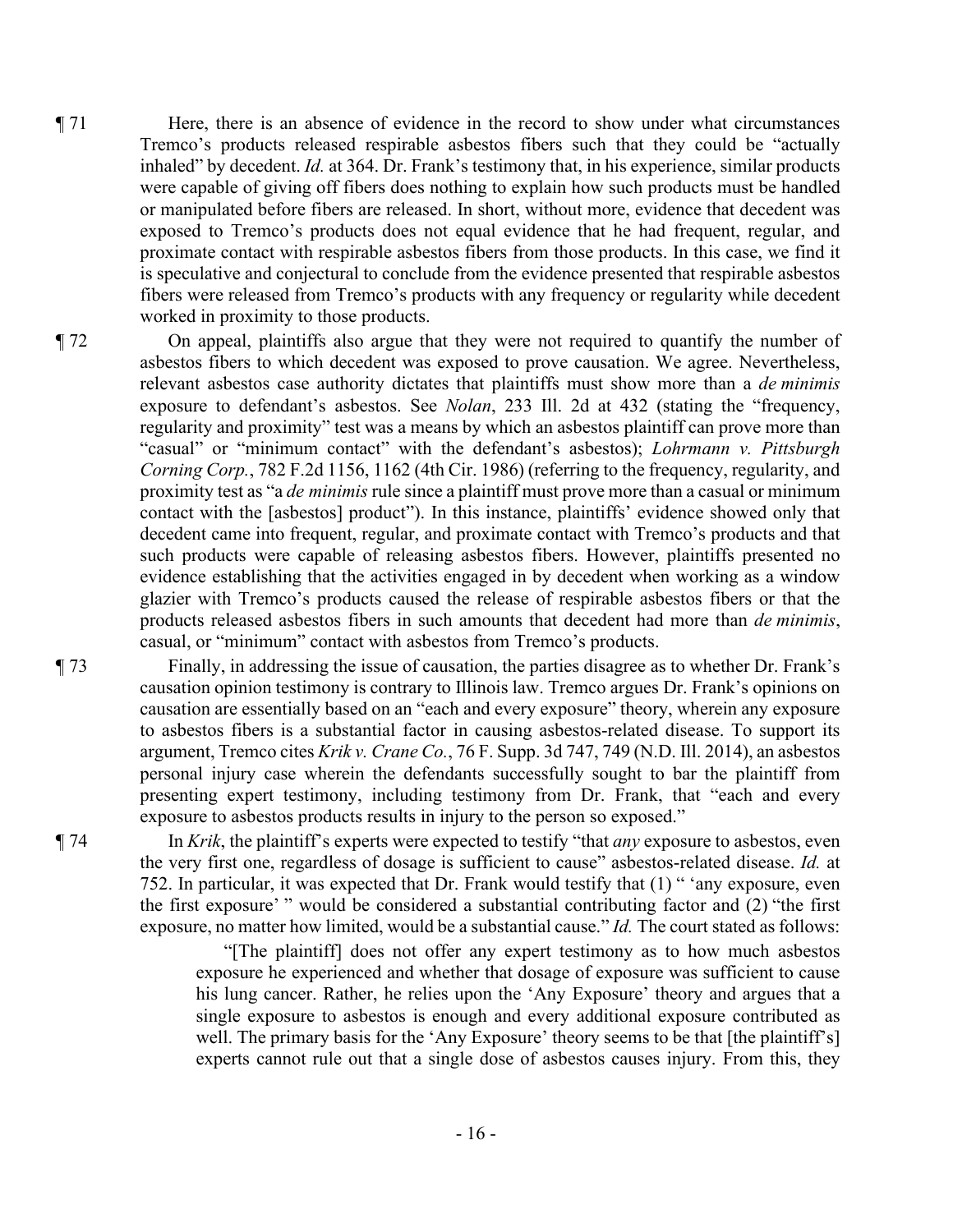¶ 71 Here, there is an absence of evidence in the record to show under what circumstances Tremco's products released respirable asbestos fibers such that they could be "actually inhaled" by decedent. *Id.* at 364. Dr. Frank's testimony that, in his experience, similar products were capable of giving off fibers does nothing to explain how such products must be handled or manipulated before fibers are released. In short, without more, evidence that decedent was exposed to Tremco's products does not equal evidence that he had frequent, regular, and proximate contact with respirable asbestos fibers from those products. In this case, we find it is speculative and conjectural to conclude from the evidence presented that respirable asbestos fibers were released from Tremco's products with any frequency or regularity while decedent worked in proximity to those products.

¶ 72 On appeal, plaintiffs also argue that they were not required to quantify the number of asbestos fibers to which decedent was exposed to prove causation. We agree. Nevertheless, relevant asbestos case authority dictates that plaintiffs must show more than a *de minimis* exposure to defendant's asbestos. See *Nolan*, 233 Ill. 2d at 432 (stating the "frequency, regularity and proximity" test was a means by which an asbestos plaintiff can prove more than "casual" or "minimum contact" with the defendant's asbestos); *Lohrmann v. Pittsburgh Corning Corp.*, 782 F.2d 1156, 1162 (4th Cir. 1986) (referring to the frequency, regularity, and proximity test as "a *de minimis* rule since a plaintiff must prove more than a casual or minimum contact with the [asbestos] product"). In this instance, plaintiffs' evidence showed only that decedent came into frequent, regular, and proximate contact with Tremco's products and that such products were capable of releasing asbestos fibers. However, plaintiffs presented no evidence establishing that the activities engaged in by decedent when working as a window glazier with Tremco's products caused the release of respirable asbestos fibers or that the products released asbestos fibers in such amounts that decedent had more than *de minimis*, casual, or "minimum" contact with asbestos from Tremco's products.

¶ 73 Finally, in addressing the issue of causation, the parties disagree as to whether Dr. Frank's causation opinion testimony is contrary to Illinois law. Tremco argues Dr. Frank's opinions on causation are essentially based on an "each and every exposure" theory, wherein any exposure to asbestos fibers is a substantial factor in causing asbestos-related disease. To support its argument, Tremco cites *Krik v. Crane Co.*, 76 F. Supp. 3d 747, 749 (N.D. Ill. 2014), an asbestos personal injury case wherein the defendants successfully sought to bar the plaintiff from presenting expert testimony, including testimony from Dr. Frank, that "each and every exposure to asbestos products results in injury to the person so exposed."

¶ 74 In *Krik*, the plaintiff's experts were expected to testify "that *any* exposure to asbestos, even the very first one, regardless of dosage is sufficient to cause" asbestos-related disease. *Id.* at 752. In particular, it was expected that Dr. Frank would testify that (1) " 'any exposure, even the first exposure' " would be considered a substantial contributing factor and (2) "the first exposure, no matter how limited, would be a substantial cause." *Id.* The court stated as follows:

> "[The plaintiff] does not offer any expert testimony as to how much asbestos exposure he experienced and whether that dosage of exposure was sufficient to cause his lung cancer. Rather, he relies upon the 'Any Exposure' theory and argues that a single exposure to asbestos is enough and every additional exposure contributed as well. The primary basis for the 'Any Exposure' theory seems to be that [the plaintiff's] experts cannot rule out that a single dose of asbestos causes injury. From this, they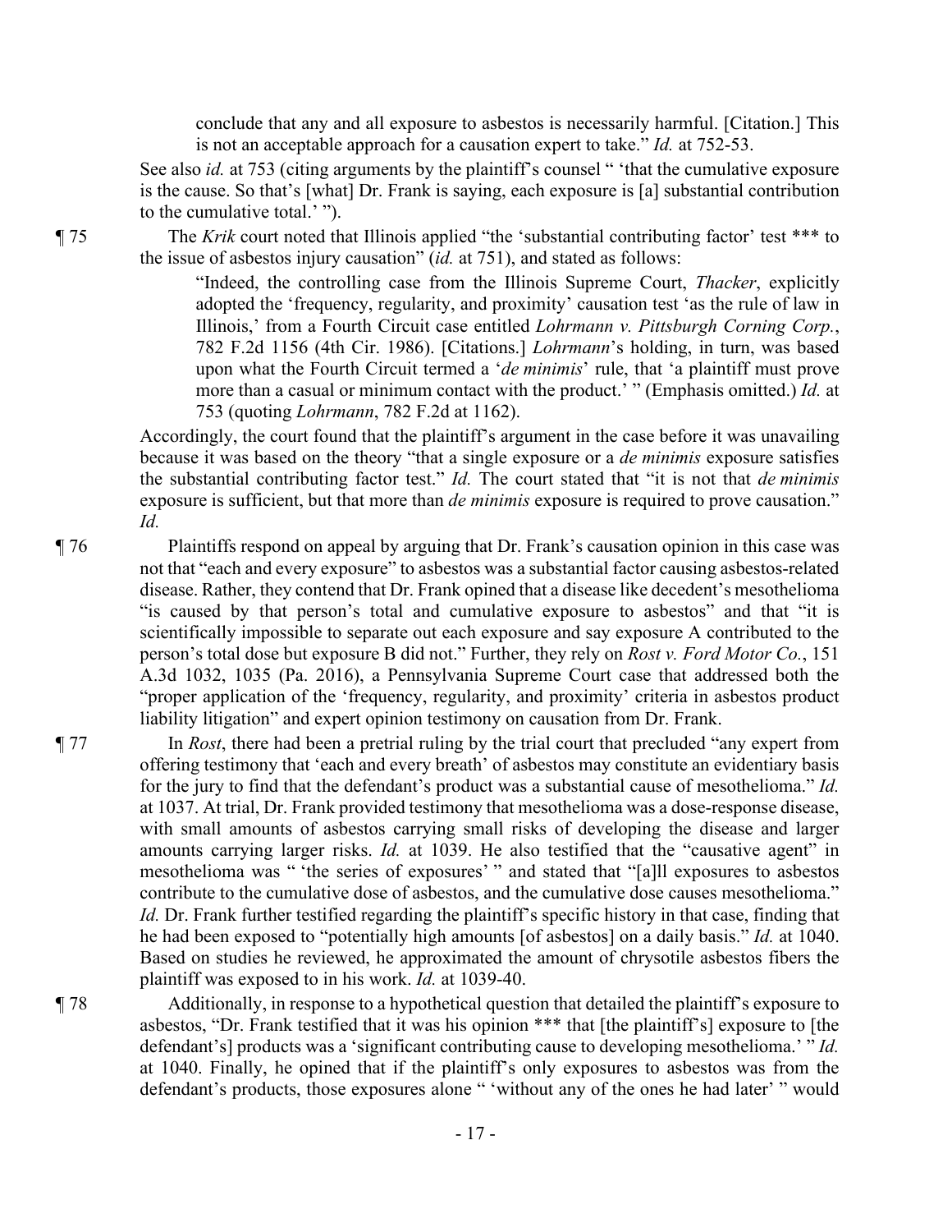conclude that any and all exposure to asbestos is necessarily harmful. [Citation.] This is not an acceptable approach for a causation expert to take." *Id.* at 752-53.

See also *id.* at 753 (citing arguments by the plaintiff's counsel " 'that the cumulative exposure is the cause. So that's [what] Dr. Frank is saying, each exposure is [a] substantial contribution to the cumulative total.' ").

¶ 75 The *Krik* court noted that Illinois applied "the 'substantial contributing factor' test *** to the issue of asbestos injury causation" (*id.* at 751), and stated as follows:

> "Indeed, the controlling case from the Illinois Supreme Court, *Thacker*, explicitly adopted the 'frequency, regularity, and proximity' causation test 'as the rule of law in Illinois,' from a Fourth Circuit case entitled *Lohrmann v. Pittsburgh Corning Corp.*, 782 F.2d 1156 (4th Cir. 1986). [Citations.] *Lohrmann*'s holding, in turn, was based upon what the Fourth Circuit termed a '*de minimis*' rule, that 'a plaintiff must prove more than a casual or minimum contact with the product.' " (Emphasis omitted.) *Id.* at 753 (quoting *Lohrmann*, 782 F.2d at 1162).

Accordingly, the court found that the plaintiff's argument in the case before it was unavailing because it was based on the theory "that a single exposure or a *de minimis* exposure satisfies the substantial contributing factor test." *Id.* The court stated that "it is not that *de minimis* exposure is sufficient, but that more than *de minimis* exposure is required to prove causation." *Id.*

¶ 76 Plaintiffs respond on appeal by arguing that Dr. Frank's causation opinion in this case was not that "each and every exposure" to asbestos was a substantial factor causing asbestos-related disease. Rather, they contend that Dr. Frank opined that a disease like decedent's mesothelioma "is caused by that person's total and cumulative exposure to asbestos" and that "it is scientifically impossible to separate out each exposure and say exposure A contributed to the person's total dose but exposure B did not." Further, they rely on *Rost v. Ford Motor Co.*, 151 A.3d 1032, 1035 (Pa. 2016), a Pennsylvania Supreme Court case that addressed both the "proper application of the 'frequency, regularity, and proximity' criteria in asbestos product liability litigation" and expert opinion testimony on causation from Dr. Frank.

¶ 77 In *Rost*, there had been a pretrial ruling by the trial court that precluded "any expert from offering testimony that 'each and every breath' of asbestos may constitute an evidentiary basis for the jury to find that the defendant's product was a substantial cause of mesothelioma." *Id.* at 1037. At trial, Dr. Frank provided testimony that mesothelioma was a dose-response disease, with small amounts of asbestos carrying small risks of developing the disease and larger amounts carrying larger risks. *Id.* at 1039. He also testified that the "causative agent" in mesothelioma was " 'the series of exposures' " and stated that "[a]ll exposures to asbestos contribute to the cumulative dose of asbestos, and the cumulative dose causes mesothelioma." *Id.* Dr. Frank further testified regarding the plaintiff's specific history in that case, finding that he had been exposed to "potentially high amounts [of asbestos] on a daily basis." *Id.* at 1040. Based on studies he reviewed, he approximated the amount of chrysotile asbestos fibers the plaintiff was exposed to in his work. *Id.* at 1039-40.

¶ 78 Additionally, in response to a hypothetical question that detailed the plaintiff's exposure to asbestos, "Dr. Frank testified that it was his opinion *** that [the plaintiff's] exposure to [the defendant's] products was a 'significant contributing cause to developing mesothelioma.' " *Id.* at 1040. Finally, he opined that if the plaintiff's only exposures to asbestos was from the defendant's products, those exposures alone " 'without any of the ones he had later' " would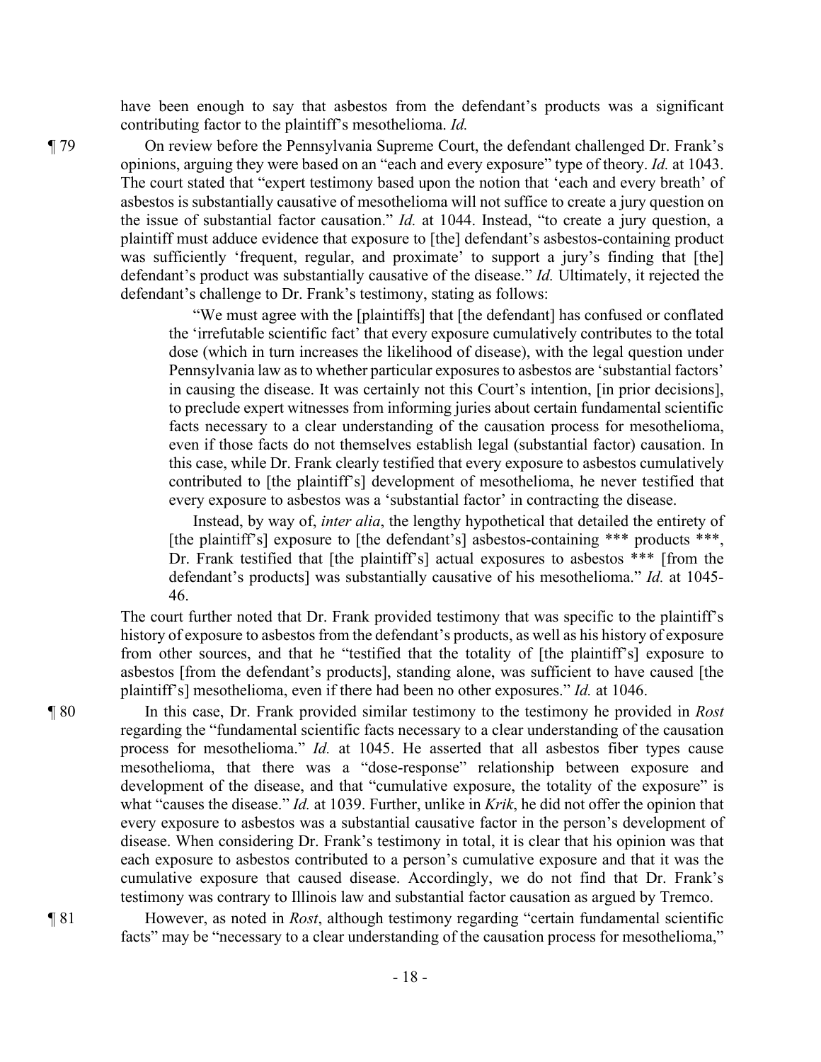have been enough to say that asbestos from the defendant's products was a significant contributing factor to the plaintiff's mesothelioma. *Id.*

¶ 79 On review before the Pennsylvania Supreme Court, the defendant challenged Dr. Frank's opinions, arguing they were based on an "each and every exposure" type of theory. *Id.* at 1043. The court stated that "expert testimony based upon the notion that 'each and every breath' of asbestos is substantially causative of mesothelioma will not suffice to create a jury question on the issue of substantial factor causation." *Id.* at 1044. Instead, "to create a jury question, a plaintiff must adduce evidence that exposure to [the] defendant's asbestos-containing product was sufficiently 'frequent, regular, and proximate' to support a jury's finding that [the] defendant's product was substantially causative of the disease." *Id.* Ultimately, it rejected the defendant's challenge to Dr. Frank's testimony, stating as follows:

> "We must agree with the [plaintiffs] that [the defendant] has confused or conflated the 'irrefutable scientific fact' that every exposure cumulatively contributes to the total dose (which in turn increases the likelihood of disease), with the legal question under Pennsylvania law as to whether particular exposures to asbestos are 'substantial factors' in causing the disease. It was certainly not this Court's intention, [in prior decisions], to preclude expert witnesses from informing juries about certain fundamental scientific facts necessary to a clear understanding of the causation process for mesothelioma, even if those facts do not themselves establish legal (substantial factor) causation. In this case, while Dr. Frank clearly testified that every exposure to asbestos cumulatively contributed to [the plaintiff's] development of mesothelioma, he never testified that every exposure to asbestos was a 'substantial factor' in contracting the disease.
>
> Instead, by way of, *inter alia*, the lengthy hypothetical that detailed the entirety of [the plaintiff's] exposure to [the defendant's] asbestos-containing \*\*\* products \*\*\*, Dr. Frank testified that [the plaintiff's] actual exposures to asbestos \*\*\* [from the defendant's products] was substantially causative of his mesothelioma." *Id.* at 1045-46.

The court further noted that Dr. Frank provided testimony that was specific to the plaintiff's history of exposure to asbestos from the defendant's products, as well as his history of exposure from other sources, and that he "testified that the totality of [the plaintiff's] exposure to asbestos [from the defendant's products], standing alone, was sufficient to have caused [the plaintiff's] mesothelioma, even if there had been no other exposures." *Id.* at 1046.

¶ 80 In this case, Dr. Frank provided similar testimony to the testimony he provided in *Rost* regarding the "fundamental scientific facts necessary to a clear understanding of the causation process for mesothelioma." *Id.* at 1045. He asserted that all asbestos fiber types cause mesothelioma, that there was a "dose-response" relationship between exposure and development of the disease, and that "cumulative exposure, the totality of the exposure" is what "causes the disease." *Id.* at 1039. Further, unlike in *Krik*, he did not offer the opinion that every exposure to asbestos was a substantial causative factor in the person's development of disease. When considering Dr. Frank's testimony in total, it is clear that his opinion was that each exposure to asbestos contributed to a person's cumulative exposure and that it was the cumulative exposure that caused disease. Accordingly, we do not find that Dr. Frank's testimony was contrary to Illinois law and substantial factor causation as argued by Tremco.

¶ 81 However, as noted in *Rost*, although testimony regarding "certain fundamental scientific facts" may be "necessary to a clear understanding of the causation process for mesothelioma,"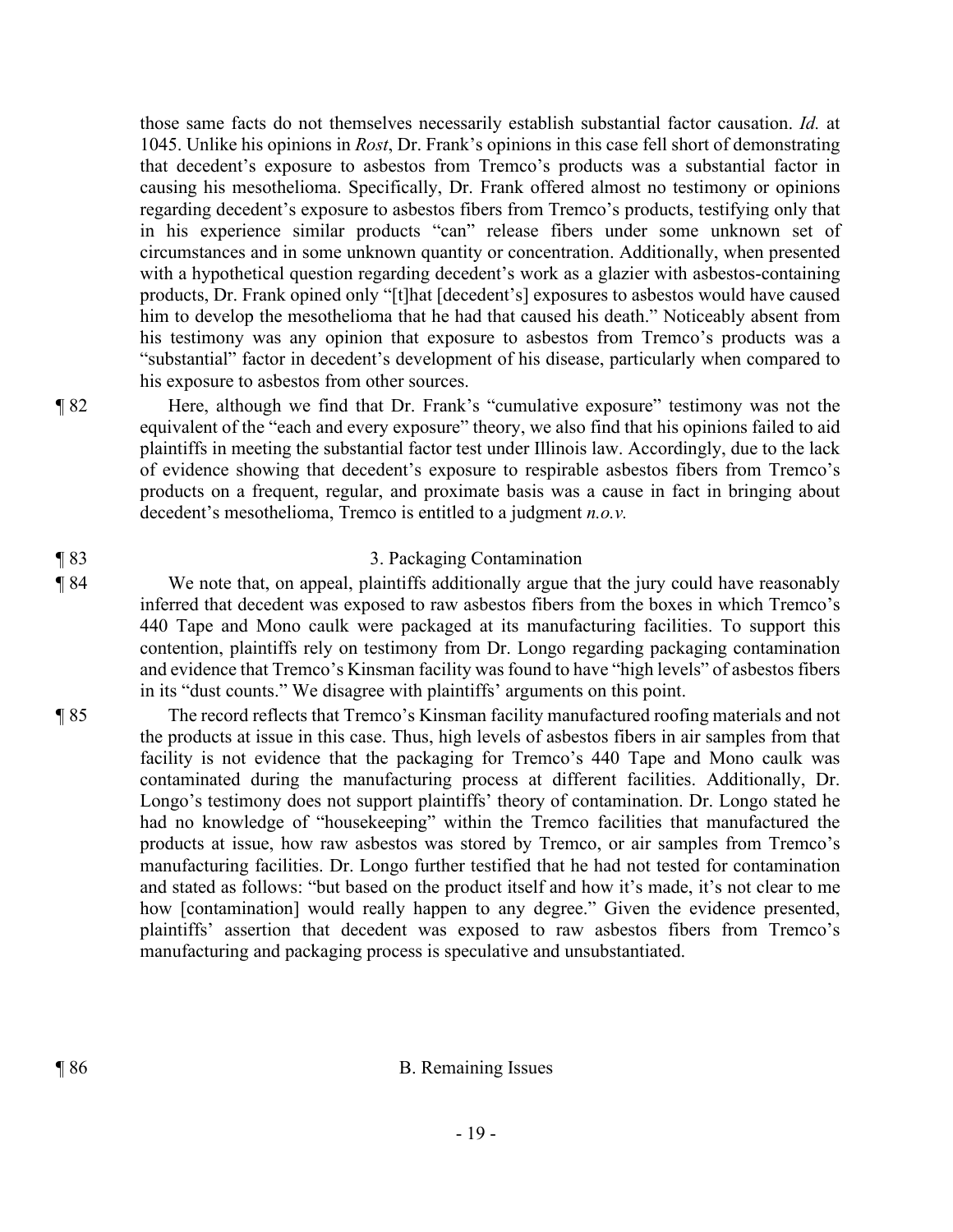those same facts do not themselves necessarily establish substantial factor causation. *Id.* at 1045. Unlike his opinions in *Rost*, Dr. Frank's opinions in this case fell short of demonstrating that decedent's exposure to asbestos from Tremco's products was a substantial factor in causing his mesothelioma. Specifically, Dr. Frank offered almost no testimony or opinions regarding decedent's exposure to asbestos fibers from Tremco's products, testifying only that in his experience similar products "can" release fibers under some unknown set of circumstances and in some unknown quantity or concentration. Additionally, when presented with a hypothetical question regarding decedent's work as a glazier with asbestos-containing products, Dr. Frank opined only "[t]hat [decedent's] exposures to asbestos would have caused him to develop the mesothelioma that he had that caused his death." Noticeably absent from his testimony was any opinion that exposure to asbestos from Tremco's products was a "substantial" factor in decedent's development of his disease, particularly when compared to his exposure to asbestos from other sources.

¶ 82 Here, although we find that Dr. Frank's "cumulative exposure" testimony was not the equivalent of the "each and every exposure" theory, we also find that his opinions failed to aid plaintiffs in meeting the substantial factor test under Illinois law. Accordingly, due to the lack of evidence showing that decedent's exposure to respirable asbestos fibers from Tremco's products on a frequent, regular, and proximate basis was a cause in fact in bringing about decedent's mesothelioma, Tremco is entitled to a judgment *n.o.v.*

¶ 83 3. Packaging Contamination

¶ 84 We note that, on appeal, plaintiffs additionally argue that the jury could have reasonably inferred that decedent was exposed to raw asbestos fibers from the boxes in which Tremco's 440 Tape and Mono caulk were packaged at its manufacturing facilities. To support this contention, plaintiffs rely on testimony from Dr. Longo regarding packaging contamination and evidence that Tremco's Kinsman facility was found to have "high levels" of asbestos fibers in its "dust counts." We disagree with plaintiffs' arguments on this point.

¶ 85 The record reflects that Tremco's Kinsman facility manufactured roofing materials and not the products at issue in this case. Thus, high levels of asbestos fibers in air samples from that facility is not evidence that the packaging for Tremco's 440 Tape and Mono caulk was contaminated during the manufacturing process at different facilities. Additionally, Dr. Longo's testimony does not support plaintiffs' theory of contamination. Dr. Longo stated he had no knowledge of "housekeeping" within the Tremco facilities that manufactured the products at issue, how raw asbestos was stored by Tremco, or air samples from Tremco's manufacturing facilities. Dr. Longo further testified that he had not tested for contamination and stated as follows: "but based on the product itself and how it's made, it's not clear to me how [contamination] would really happen to any degree." Given the evidence presented, plaintiffs' assertion that decedent was exposed to raw asbestos fibers from Tremco's manufacturing and packaging process is speculative and unsubstantiated.

¶ 86 B. Remaining Issues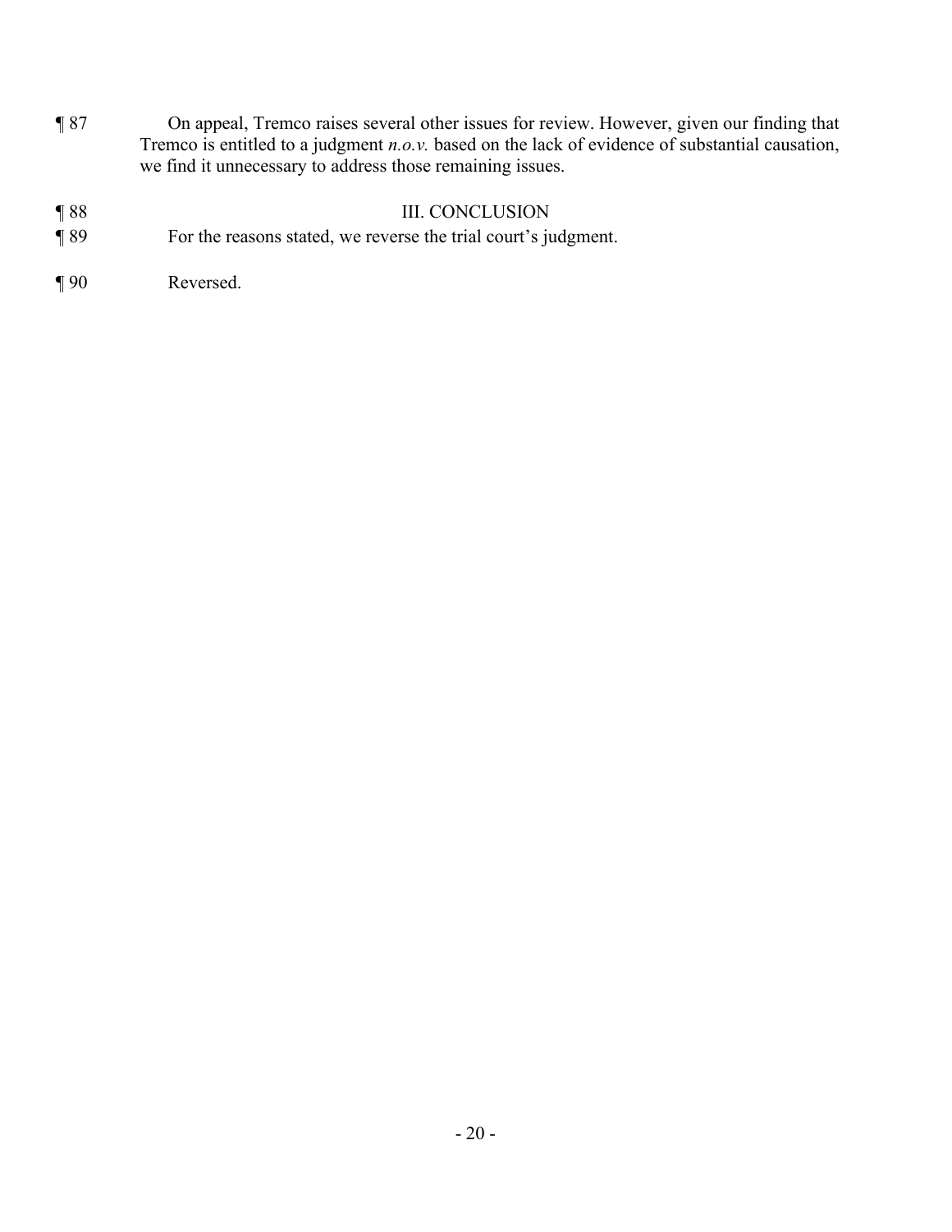¶ 87 On appeal, Tremco raises several other issues for review. However, given our finding that Tremco is entitled to a judgment *n.o.v.* based on the lack of evidence of substantial causation, we find it unnecessary to address those remaining issues.

¶ 88

## III. CONCLUSION

¶ 89 For the reasons stated, we reverse the trial court's judgment.

¶ 90 Reversed.